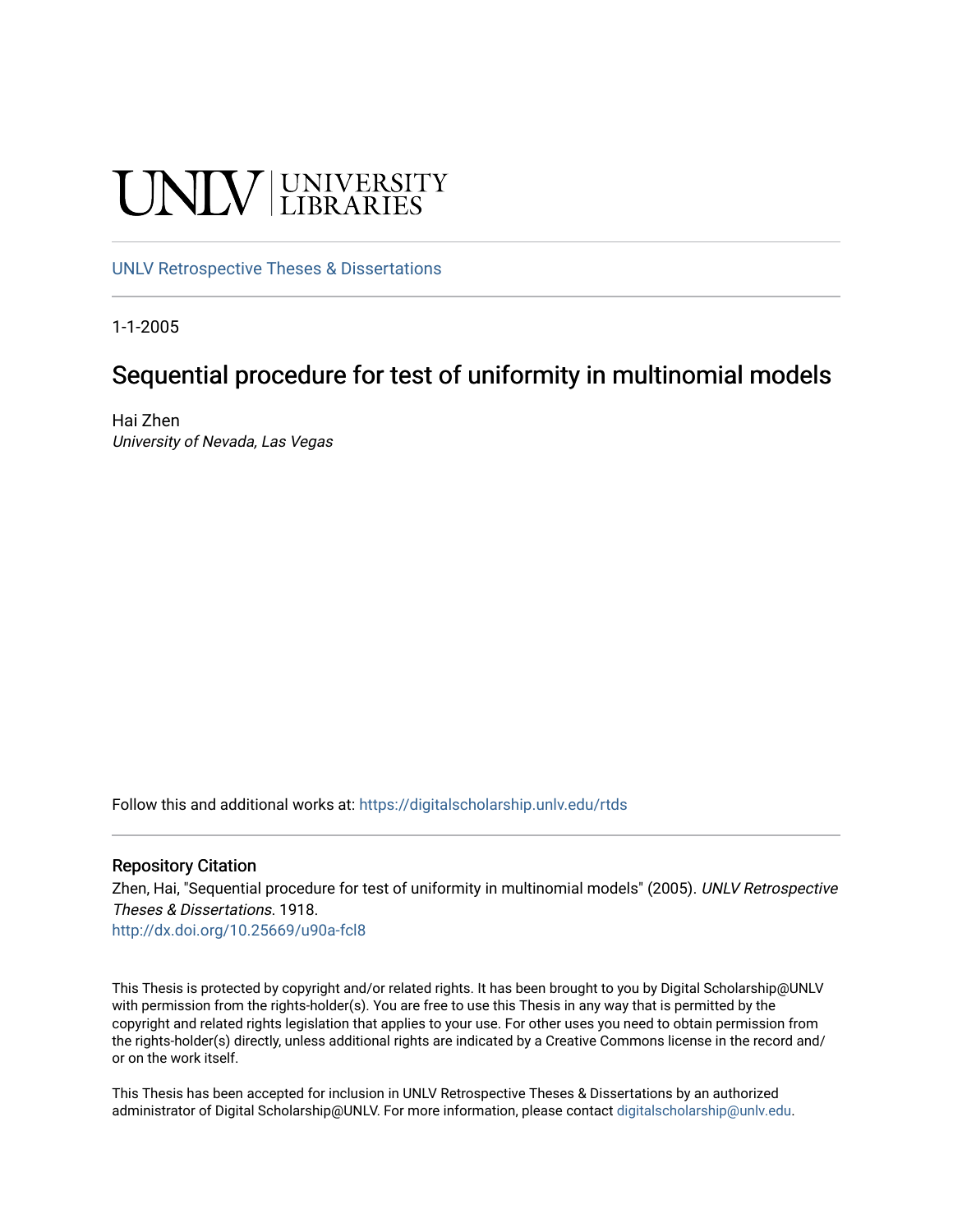UNLV | UNIVERSITY LIBRARIES

UNLV Retrospective Theses & Dissertations

1-1-2005

# Sequential procedure for test of uniformity in multinomial models

Hai Zhen
*University of Nevada, Las Vegas*

Follow this and additional works at: https://digitalscholarship.unlv.edu/rtds

## Repository Citation

Zhen, Hai, "Sequential procedure for test of uniformity in multinomial models" (2005). *UNLV Retrospective Theses & Dissertations*. 1918.
http://dx.doi.org/10.25669/u90a-fcl8

This Thesis is protected by copyright and/or related rights. It has been brought to you by Digital Scholarship@UNLV with permission from the rights-holder(s). You are free to use this Thesis in any way that is permitted by the copyright and related rights legislation that applies to your use. For other uses you need to obtain permission from the rights-holder(s) directly, unless additional rights are indicated by a Creative Commons license in the record and/or on the work itself.

This Thesis has been accepted for inclusion in UNLV Retrospective Theses & Dissertations by an authorized administrator of Digital Scholarship@UNLV. For more information, please contact digitalscholarship@unlv.edu.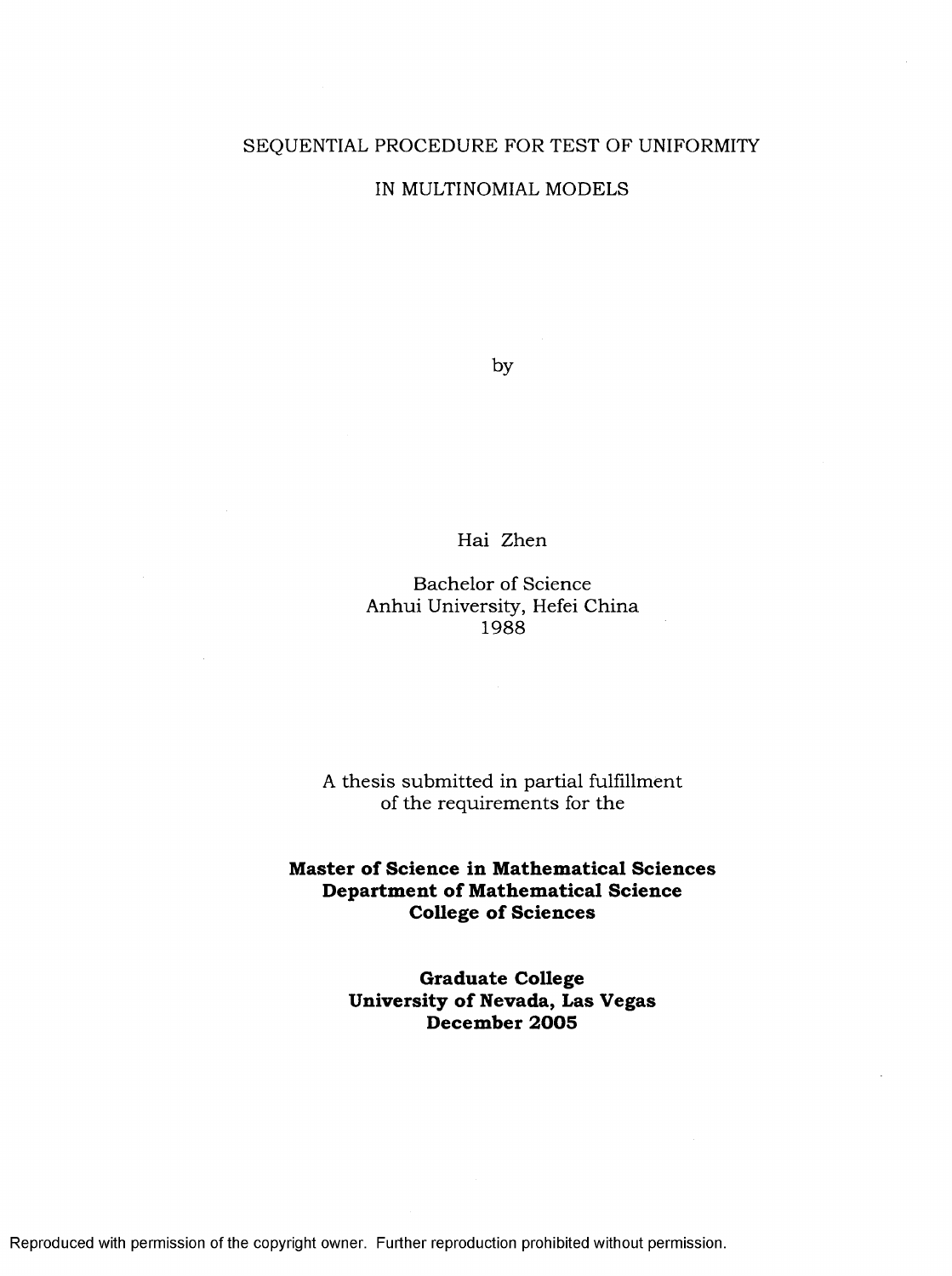# SEQUENTIAL PROCEDURE FOR TEST OF UNIFORMITY

# IN MULTINOMIAL MODELS

by

Hai Zhen

Bachelor of Science
Anhui University, Hefei China
1988

A thesis submitted in partial fulfillment
of the requirements for the

**Master of Science in Mathematical Sciences**
**Department of Mathematical Science**
**College of Sciences**

**Graduate College**
**University of Nevada, Las Vegas**
**December 2005**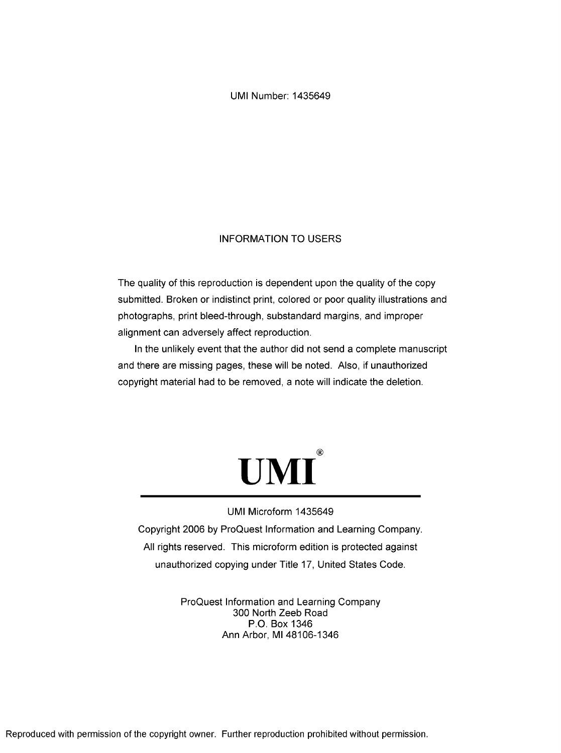UMI Number: 1435649

## INFORMATION TO USERS

The quality of this reproduction is dependent upon the quality of the copy submitted. Broken or indistinct print, colored or poor quality illustrations and photographs, print bleed-through, substandard margins, and improper alignment can adversely affect reproduction.

In the unlikely event that the author did not send a complete manuscript and there are missing pages, these will be noted. Also, if unauthorized copyright material had to be removed, a note will indicate the deletion.

# UMI®

UMI Microform 1435649

Copyright 2006 by ProQuest Information and Learning Company. All rights reserved. This microform edition is protected against unauthorized copying under Title 17, United States Code.

ProQuest Information and Learning Company
300 North Zeeb Road
P.O. Box 1346
Ann Arbor, MI 48106-1346

Reproduced with permission of the copyright owner. Further reproduction prohibited without permission.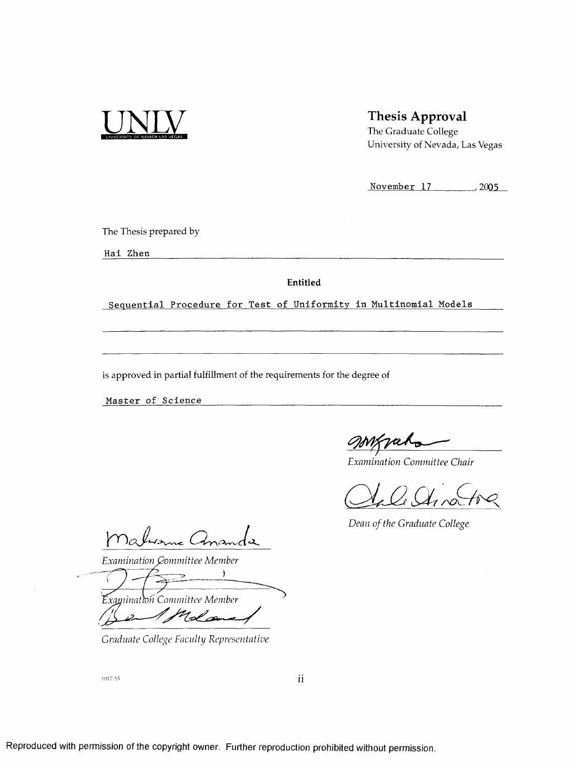UNLV
UNIVERSITY OF NEVADA LAS VEGAS

## Thesis Approval

The Graduate College
University of Nevada, Las Vegas

November 17, 2005

The Thesis prepared by

Hai Zhen

**Entitled**

Sequential Procedure for Test of Uniformity in Multinomial Models

is approved in partial fulfillment of the requirements for the degree of

Master of Science

*Examination Committee Chair*

*Dean of the Graduate College*

*Examination Committee Member*

*Examination Committee Member*

*Graduate College Faculty Representative*

1017-53

Reproduced with permission of the copyright owner. Further reproduction prohibited without permission.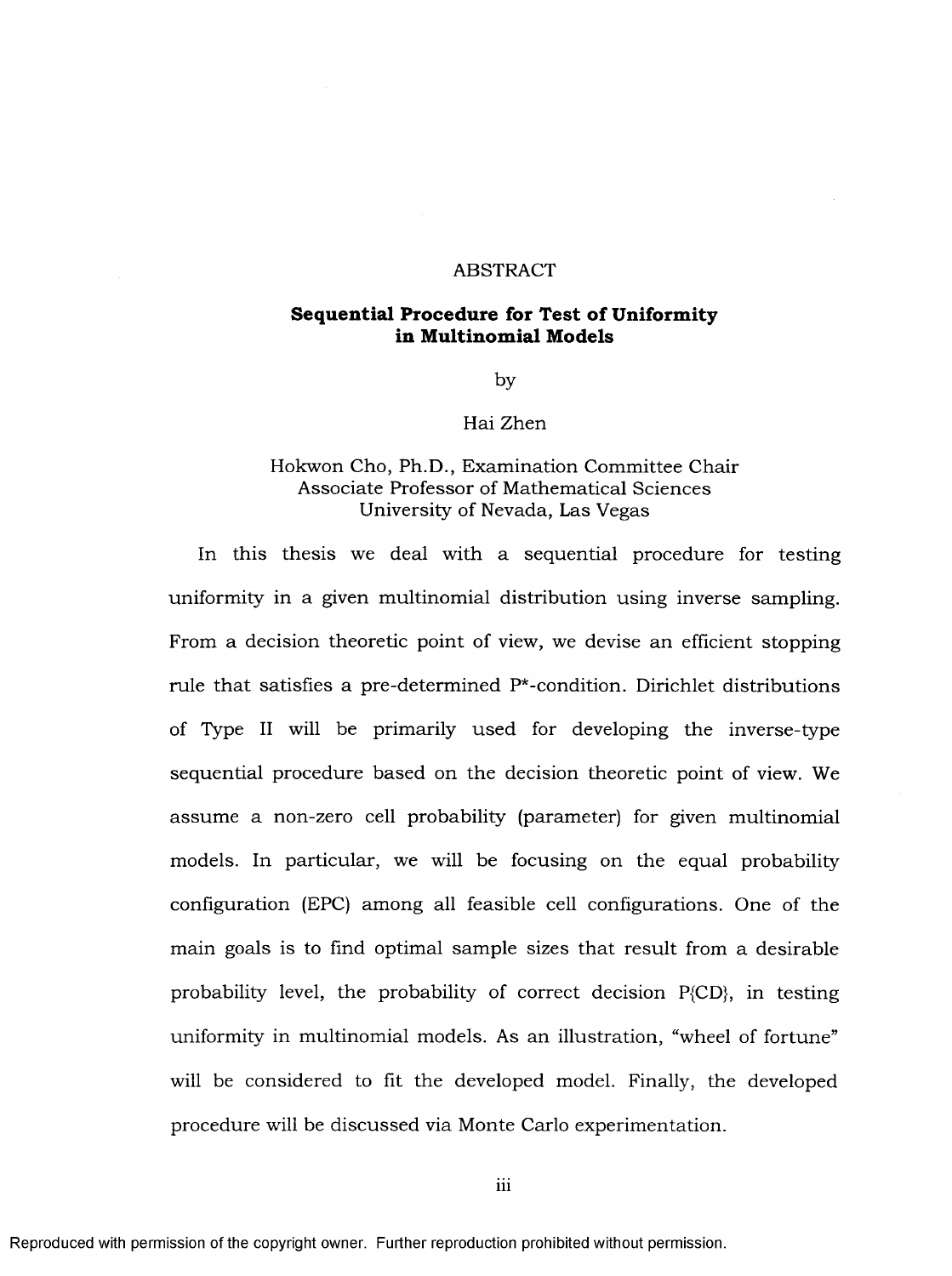# ABSTRACT

## Sequential Procedure for Test of Uniformity in Multinomial Models

by

Hai Zhen

Hokwon Cho, Ph.D., Examination Committee Chair
Associate Professor of Mathematical Sciences
University of Nevada, Las Vegas

In this thesis we deal with a sequential procedure for testing uniformity in a given multinomial distribution using inverse sampling. From a decision theoretic point of view, we devise an efficient stopping rule that satisfies a pre-determined P*-condition. Dirichlet distributions of Type II will be primarily used for developing the inverse-type sequential procedure based on the decision theoretic point of view. We assume a non-zero cell probability (parameter) for given multinomial models. In particular, we will be focusing on the equal probability configuration (EPC) among all feasible cell configurations. One of the main goals is to find optimal sample sizes that result from a desirable probability level, the probability of correct decision P{CD}, in testing uniformity in multinomial models. As an illustration, "wheel of fortune" will be considered to fit the developed model. Finally, the developed procedure will be discussed via Monte Carlo experimentation.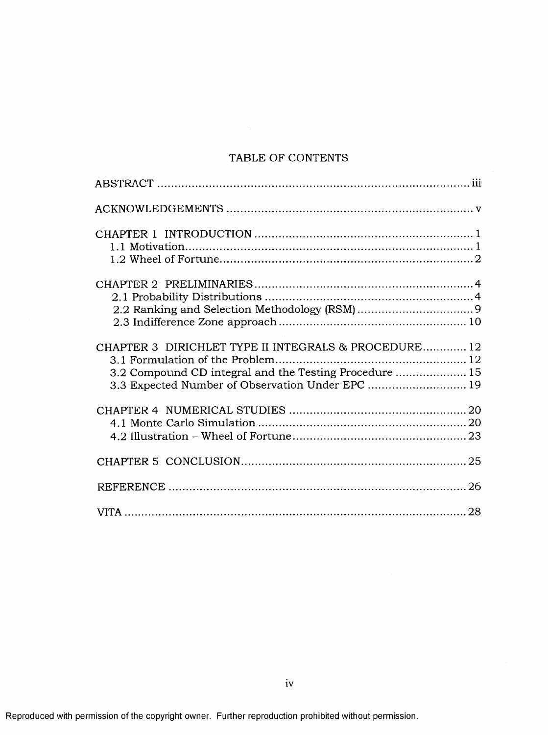# TABLE OF CONTENTS

ABSTRACT ........................................................................................ iii

ACKNOWLEDGEMENTS ...................................................................... v

CHAPTER 1 INTRODUCTION ............................................................... 1
- 1.1 Motivation................................................................................... 1
- 1.2 Wheel of Fortune......................................................................... 2

CHAPTER 2 PRELIMINARIES............................................................... 4
- 2.1 Probability Distributions ............................................................. 4
- 2.2 Ranking and Selection Methodology (RSM)................................. 9
- 2.3 Indifference Zone approach....................................................... 10

CHAPTER 3 DIRICHLET TYPE II INTEGRALS & PROCEDURE............ 12
- 3.1 Formulation of the Problem....................................................... 12
- 3.2 Compound CD integral and the Testing Procedure ..................... 15
- 3.3 Expected Number of Observation Under EPC ............................ 19

CHAPTER 4 NUMERICAL STUDIES .................................................... 20
- 4.1 Monte Carlo Simulation ............................................................ 20
- 4.2 Illustration – Wheel of Fortune.................................................. 23

CHAPTER 5 CONCLUSION................................................................. 25

REFERENCE ....................................................................................... 26

VITA .................................................................................................. 28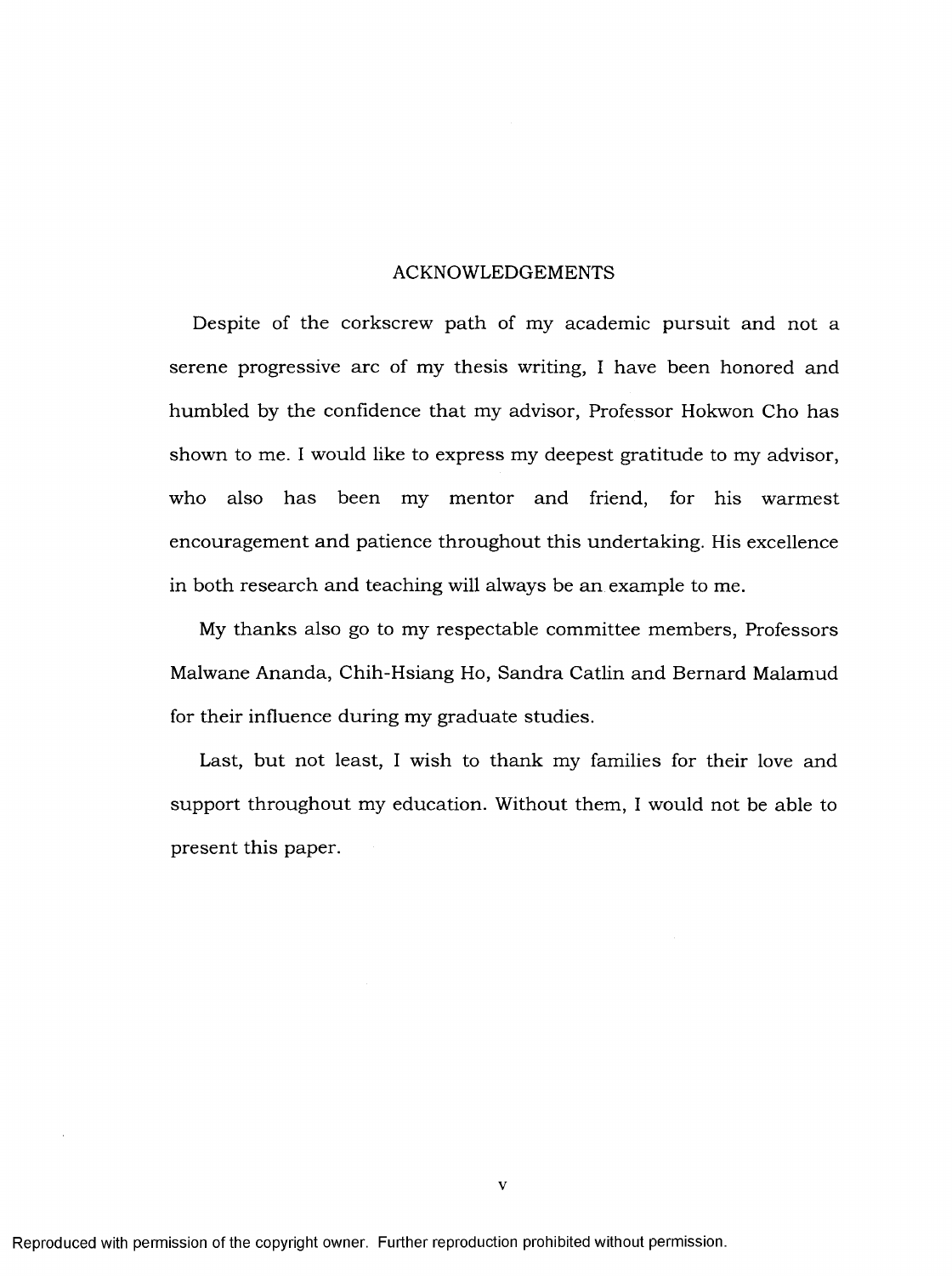# ACKNOWLEDGEMENTS

Despite of the corkscrew path of my academic pursuit and not a serene progressive arc of my thesis writing, I have been honored and humbled by the confidence that my advisor, Professor Hokwon Cho has shown to me. I would like to express my deepest gratitude to my advisor, who also has been my mentor and friend, for his warmest encouragement and patience throughout this undertaking. His excellence in both research and teaching will always be an example to me.

My thanks also go to my respectable committee members, Professors Malwane Ananda, Chih-Hsiang Ho, Sandra Catlin and Bernard Malamud for their influence during my graduate studies.

Last, but not least, I wish to thank my families for their love and support throughout my education. Without them, I would not be able to present this paper.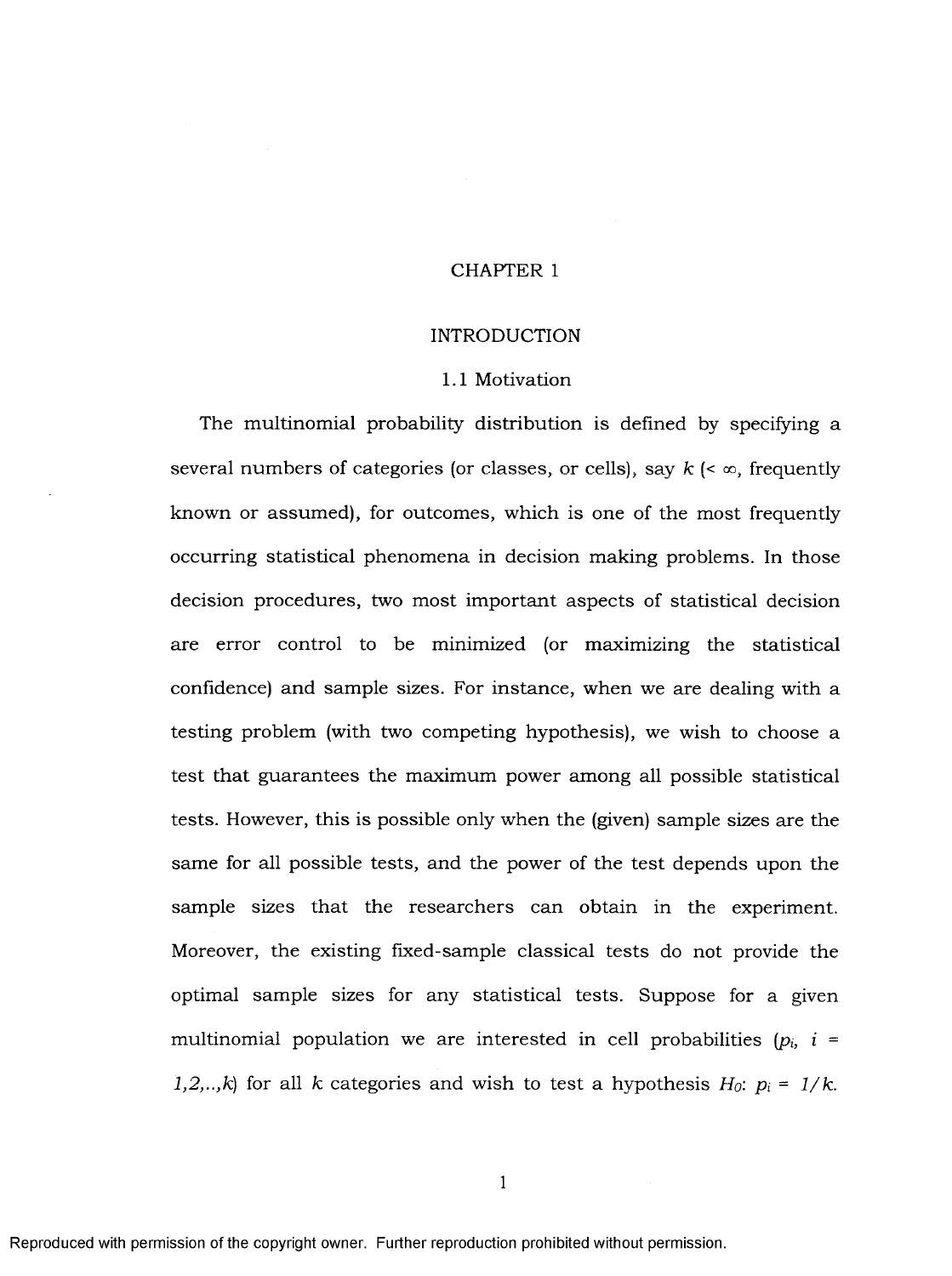# CHAPTER 1

# INTRODUCTION

## 1.1 Motivation

The multinomial probability distribution is defined by specifying a several numbers of categories (or classes, or cells), say $k$ ($< \infty$, frequently known or assumed), for outcomes, which is one of the most frequently occurring statistical phenomena in decision making problems. In those decision procedures, two most important aspects of statistical decision are error control to be minimized (or maximizing the statistical confidence) and sample sizes. For instance, when we are dealing with a testing problem (with two competing hypothesis), we wish to choose a test that guarantees the maximum power among all possible statistical tests. However, this is possible only when the (given) sample sizes are the same for all possible tests, and the power of the test depends upon the sample sizes that the researchers can obtain in the experiment. Moreover, the existing fixed-sample classical tests do not provide the optimal sample sizes for any statistical tests. Suppose for a given multinomial population we are interested in cell probabilities ($p_i$, $i = 1,2,..,k$) for all $k$ categories and wish to test a hypothesis $H_0$: $p_i = 1/k$.

Reproduced with permission of the copyright owner. Further reproduction prohibited without permission.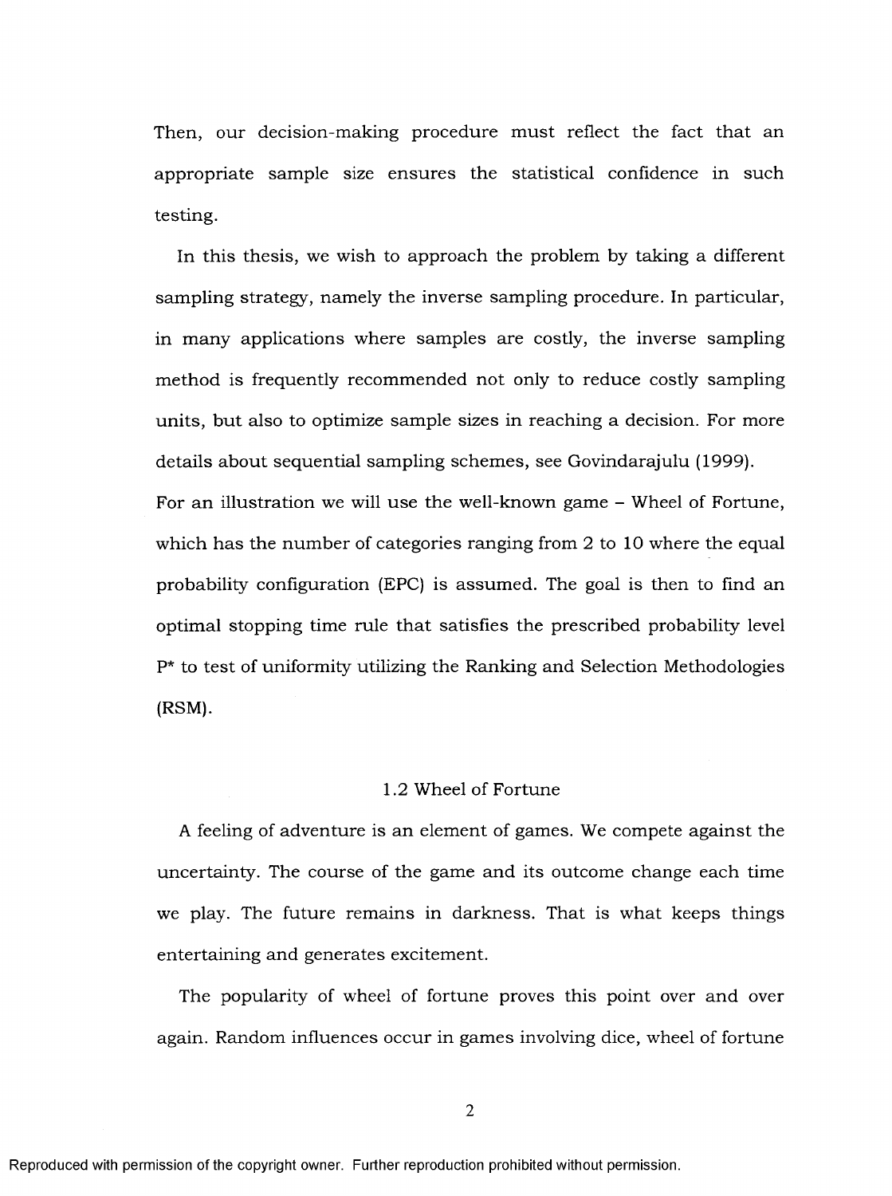Then, our decision-making procedure must reflect the fact that an appropriate sample size ensures the statistical confidence in such testing.

In this thesis, we wish to approach the problem by taking a different sampling strategy, namely the inverse sampling procedure. In particular, in many applications where samples are costly, the inverse sampling method is frequently recommended not only to reduce costly sampling units, but also to optimize sample sizes in reaching a decision. For more details about sequential sampling schemes, see Govindarajulu (1999).

For an illustration we will use the well-known game – Wheel of Fortune, which has the number of categories ranging from 2 to 10 where the equal probability configuration (EPC) is assumed. The goal is then to find an optimal stopping time rule that satisfies the prescribed probability level $P^*$ to test of uniformity utilizing the Ranking and Selection Methodologies (RSM).

## 1.2 Wheel of Fortune

A feeling of adventure is an element of games. We compete against the uncertainty. The course of the game and its outcome change each time we play. The future remains in darkness. That is what keeps things entertaining and generates excitement.

The popularity of wheel of fortune proves this point over and over again. Random influences occur in games involving dice, wheel of fortune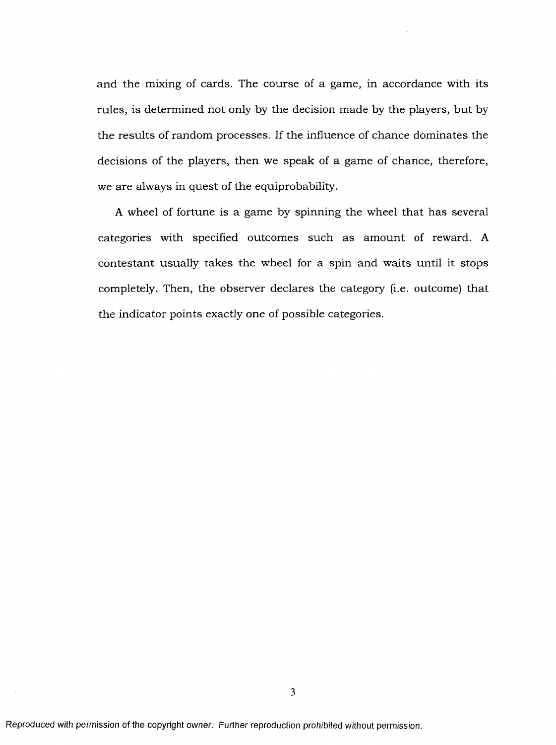and the mixing of cards. The course of a game, in accordance with its rules, is determined not only by the decision made by the players, but by the results of random processes. If the influence of chance dominates the decisions of the players, then we speak of a game of chance, therefore, we are always in quest of the equiprobability.

A wheel of fortune is a game by spinning the wheel that has several categories with specified outcomes such as amount of reward. A contestant usually takes the wheel for a spin and waits until it stops completely. Then, the observer declares the category (i.e. outcome) that the indicator points exactly one of possible categories.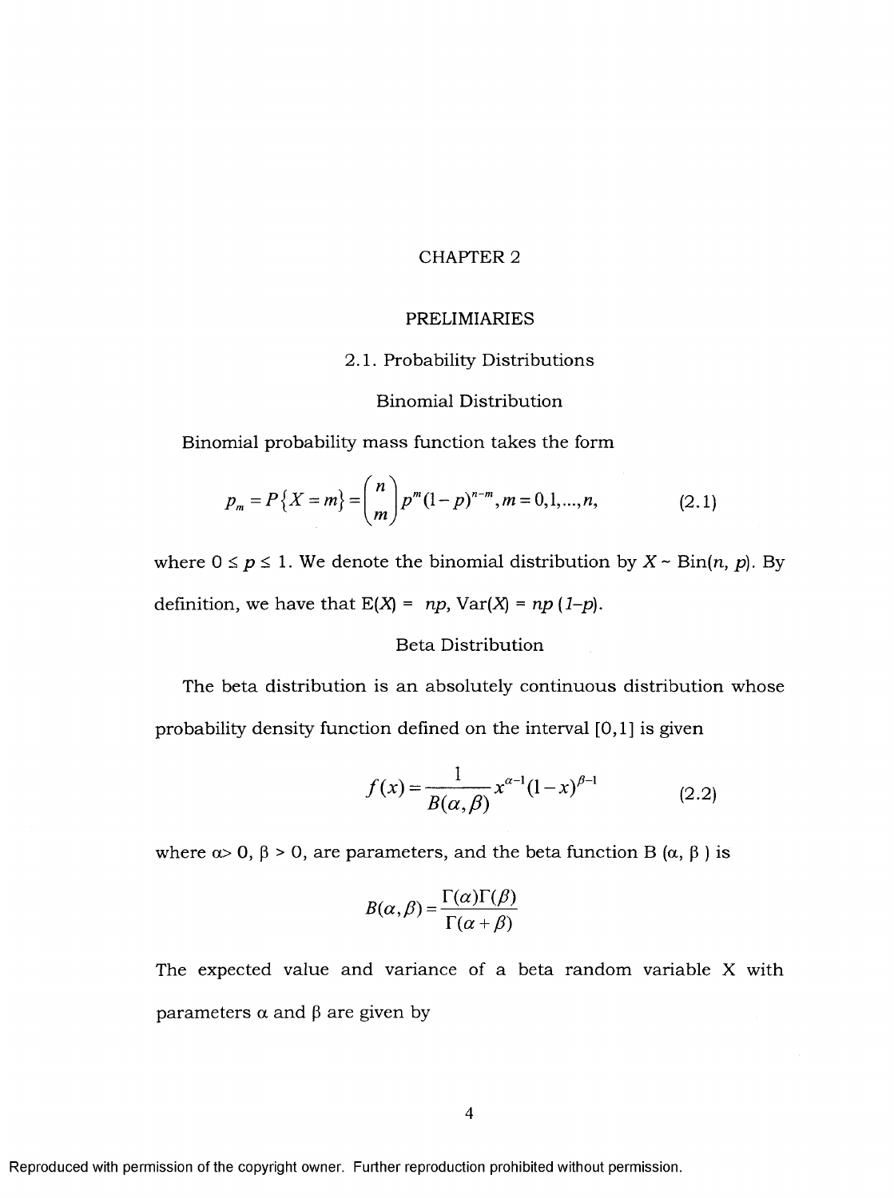# CHAPTER 2

# PRELIMIARIES

## 2.1. Probability Distributions

### Binomial Distribution

Binomial probability mass function takes the form

$$p_m = P\{X = m\} = \binom{n}{m} p^m (1-p)^{n-m}, m = 0,1,...,n, \tag{2.1}$$

where $0 \leq p \leq 1$. We denote the binomial distribution by $X \sim \text{Bin}(n, p)$. By definition, we have that $E(X) = np$, $\text{Var}(X) = np(1-p)$.

### Beta Distribution

The beta distribution is an absolutely continuous distribution whose probability density function defined on the interval [0,1] is given

$$f(x) = \frac{1}{B(\alpha, \beta)} x^{\alpha-1}(1-x)^{\beta-1} \tag{2.2}$$

where $\alpha > 0$, $\beta > 0$, are parameters, and the beta function $B(\alpha, \beta)$ is

$$B(\alpha, \beta) = \frac{\Gamma(\alpha)\Gamma(\beta)}{\Gamma(\alpha+\beta)}$$

The expected value and variance of a beta random variable X with parameters $\alpha$ and $\beta$ are given by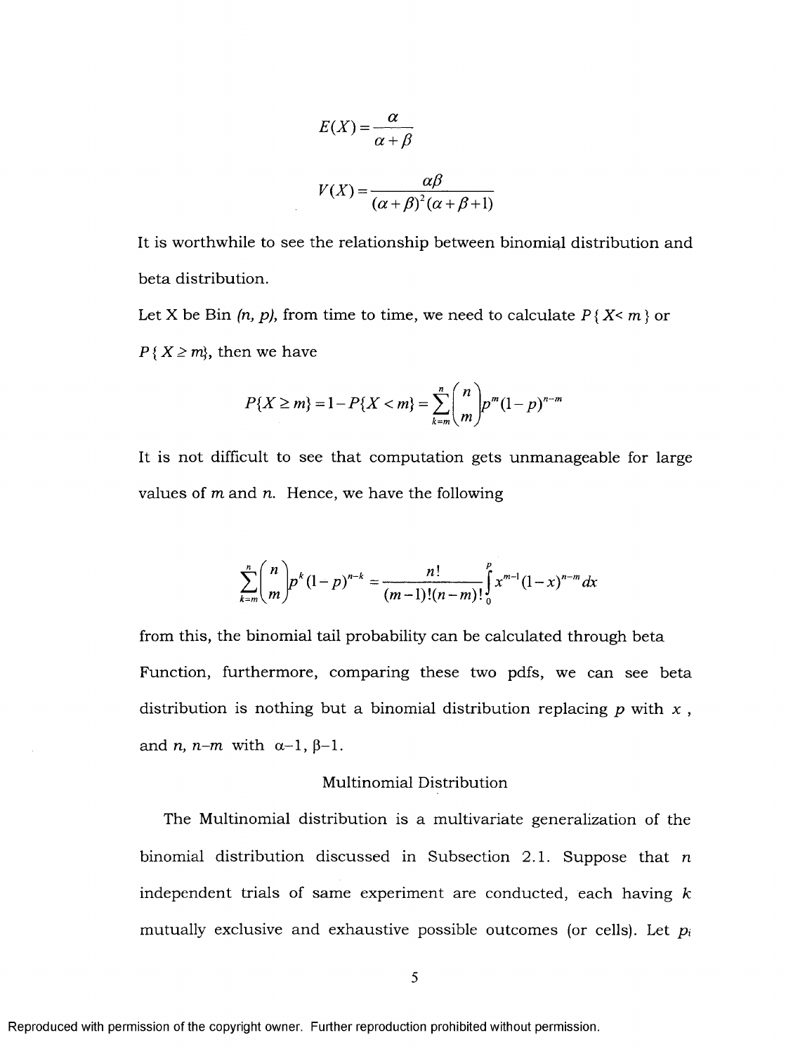$$E(X) = \frac{\alpha}{\alpha + \beta}$$

$$V(X) = \frac{\alpha\beta}{(\alpha + \beta)^2(\alpha + \beta + 1)}$$

It is worthwhile to see the relationship between binomial distribution and beta distribution.

Let X be Bin *(n, p)*, from time to time, we need to calculate $P\{X < m\}$ or $P\{X \geq m\}$, then we have

$$P\{X \geq m\} = 1 - P\{X < m\} = \sum_{k=m}^{n} \binom{n}{m} p^m (1-p)^{n-m}$$

It is not difficult to see that computation gets unmanageable for large values of *m* and *n*. Hence, we have the following

$$\sum_{k=m}^{n} \binom{n}{m} p^k (1-p)^{n-k} = \frac{n!}{(m-1)!(n-m)!} \int_0^p x^{m-1} (1-x)^{n-m} dx$$

from this, the binomial tail probability can be calculated through beta Function, furthermore, comparing these two pdfs, we can see beta distribution is nothing but a binomial distribution replacing *p* with *x* , and *n*, *n*–*m* with α–1, β–1.

### Multinomial Distribution

The Multinomial distribution is a multivariate generalization of the binomial distribution discussed in Subsection 2.1. Suppose that *n* independent trials of same experiment are conducted, each having *k* mutually exclusive and exhaustive possible outcomes (or cells). Let $p_i$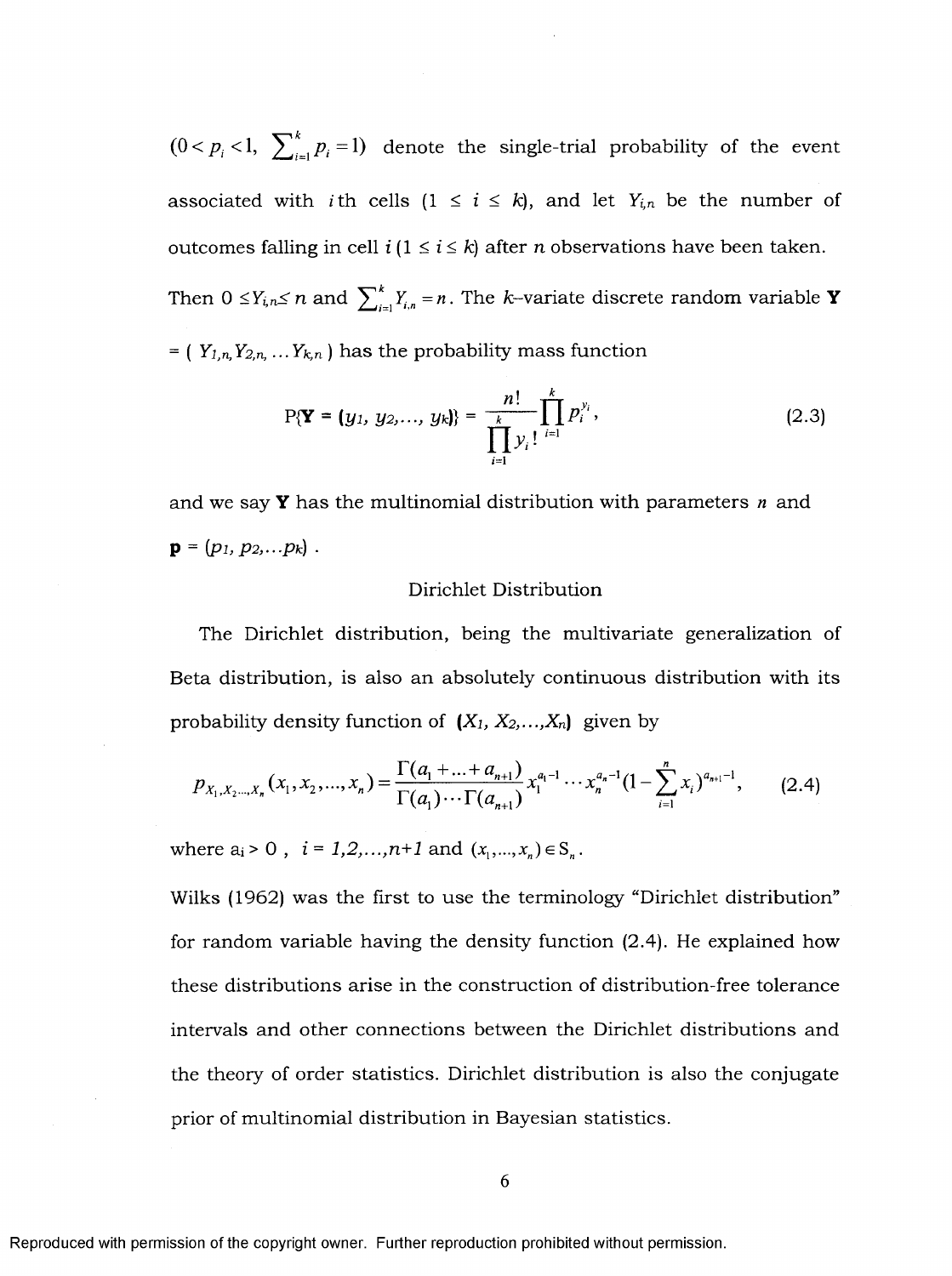$(0 < p_i < 1, \sum_{i=1}^{k} p_i = 1)$ denote the single-trial probability of the event associated with $i$th cells ($1 \le i \le k$), and let $Y_{i,n}$ be the number of outcomes falling in cell $i$ ($1 \le i \le k$) after $n$ observations have been taken. Then $0 \le Y_{i,n} \le n$ and $\sum_{i=1}^{k} Y_{i,n} = n$. The $k$–variate discrete random variable $\mathbf{Y}$ = ( $Y_{1,n}, Y_{2,n}, \ldots Y_{k,n}$ ) has the probability mass function

$$\mathrm{P}\{\mathbf{Y} = (y_1, y_2, \ldots, y_k)\} = \frac{n!}{\prod_{i=1}^{k} y_i!} \prod_{i=1}^{k} p_i^{y_i}, \tag{2.3}$$

and we say $\mathbf{Y}$ has the multinomial distribution with parameters $n$ and $\mathbf{p} = (p_1, p_2, \ldots p_k)$ .

Dirichlet Distribution

The Dirichlet distribution, being the multivariate generalization of Beta distribution, is also an absolutely continuous distribution with its probability density function of $(X_1, X_2, \ldots, X_n)$ given by

$$p_{X_1, X_2, \ldots, X_n}(x_1, x_2, \ldots, x_n) = \frac{\Gamma(a_1 + \ldots + a_{n+1})}{\Gamma(a_1) \cdots \Gamma(a_{n+1})} x_1^{a_1 - 1} \cdots x_n^{a_n - 1} (1 - \sum_{i=1}^{n} x_i)^{a_{n+1} - 1}, \tag{2.4}$$

where $a_i > 0$ , $i = 1, 2, \ldots, n+1$ and $(x_1, \ldots, x_n) \in \mathrm{S}_n$ .

Wilks (1962) was the first to use the terminology “Dirichlet distribution” for random variable having the density function (2.4). He explained how these distributions arise in the construction of distribution-free tolerance intervals and other connections between the Dirichlet distributions and the theory of order statistics. Dirichlet distribution is also the conjugate prior of multinomial distribution in Bayesian statistics.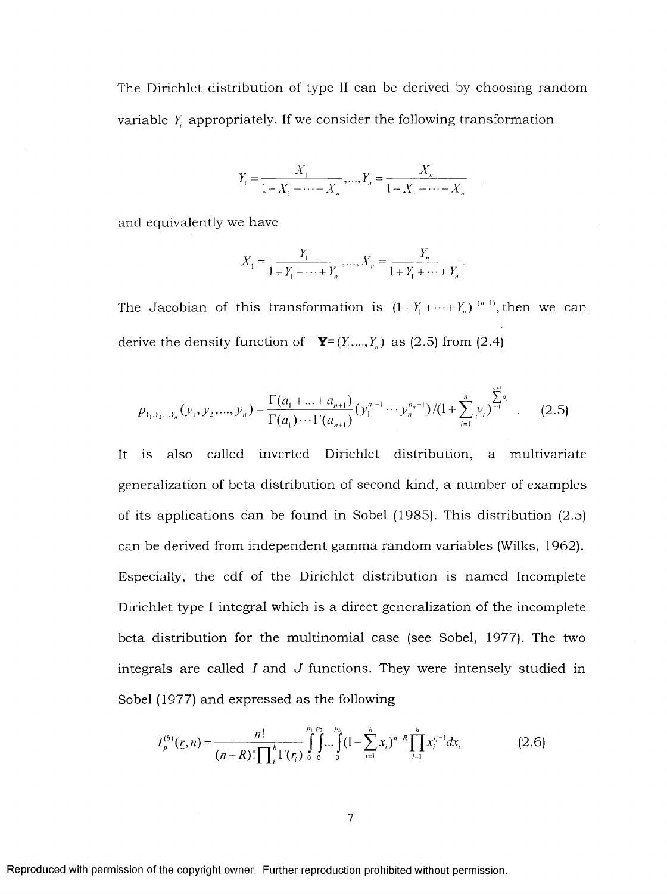The Dirichlet distribution of type II can be derived by choosing random variable $Y_i$ appropriately. If we consider the following transformation

$$Y_1 = \frac{X_1}{1 - X_1 - \cdots - X_n}, \ldots, Y_n = \frac{X_n}{1 - X_1 - \cdots - X_n}$$

and equivalently we have

$$X_1 = \frac{Y_1}{1 + Y_1 + \cdots + Y_n}, \ldots, X_n = \frac{Y_n}{1 + Y_1 + \cdots + Y_n}.$$

The Jacobian of this transformation is $(1 + Y_1 + \cdots + Y_n)^{-(n+1)}$, then we can derive the density function of $\mathbf{Y} = (Y_1, \ldots, Y_n)$ as (2.5) from (2.4)

$$p_{Y_1, Y_2 \ldots Y_n}(y_1, y_2, \ldots, y_n) = \frac{\Gamma(a_1 + \ldots + a_{n+1})}{\Gamma(a_1) \cdots \Gamma(a_{n+1})} (y_1^{a_1 - 1} \cdots y_n^{a_n - 1}) / (1 + \sum_{i=1}^{n} y_i)^{\sum_{i=1}^{n+1} a_i} \qquad (2.5)$$

It is also called inverted Dirichlet distribution, a multivariate generalization of beta distribution of second kind, a number of examples of its applications can be found in Sobel (1985). This distribution (2.5) can be derived from independent gamma random variables (Wilks, 1962). Especially, the cdf of the Dirichlet distribution is named Incomplete Dirichlet type I integral which is a direct generalization of the incomplete beta distribution for the multinomial case (see Sobel, 1977). The two integrals are called $I$ and $J$ functions. They were intensely studied in Sobel (1977) and expressed as the following

$$I_p^{(b)}(\underset{\sim}{r}, n) = \frac{n!}{(n-R)! \prod_i^b \Gamma(r_i)} \int_0^{p_1} \int_0^{p_2} \cdots \int_0^{p_b} (1 - \sum_{i=1}^{b} x_i)^{n-R} \prod_{i=1}^{b} x_i^{r_i - 1} dx_i \qquad (2.6)$$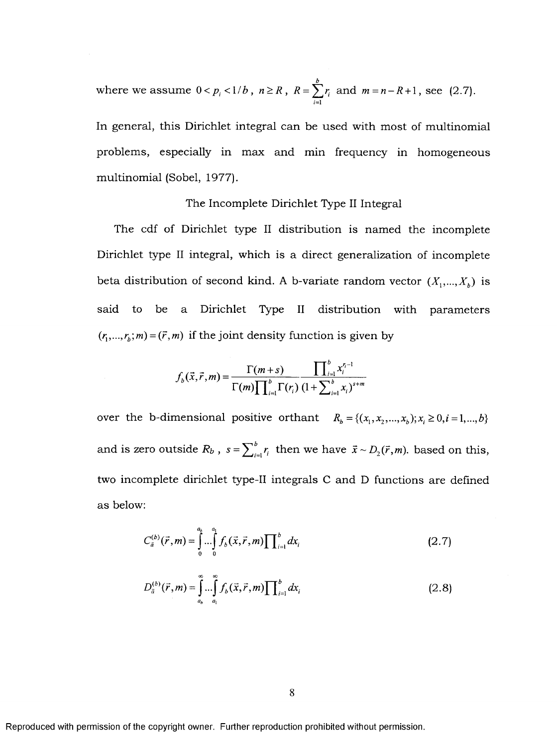where we assume $0 < p_i < 1/b$, $n \geq R$, $R = \sum_{i=1}^{b} r_i$ and $m = n - R + 1$, see (2.7).

In general, this Dirichlet integral can be used with most of multinomial problems, especially in max and min frequency in homogeneous multinomial (Sobel, 1977).

### The Incomplete Dirichlet Type II Integral

The cdf of Dirichlet type II distribution is named the incomplete Dirichlet type II integral, which is a direct generalization of incomplete beta distribution of second kind. A b-variate random vector $(X_1,\ldots,X_b)$ is said to be a Dirichlet Type II distribution with parameters $(r_1,\ldots,r_b;m) = (\vec{r},m)$ if the joint density function is given by

$$f_b(\vec{x},\vec{r},m) = \frac{\Gamma(m+s)}{\Gamma(m)\prod_{i=1}^{b}\Gamma(r_i)} \frac{\prod_{i=1}^{b} x_i^{r_i-1}}{(1+\sum_{i=1}^{b} x_i)^{s+m}}$$

over the b-dimensional positive orthant $R_b = \{(x_1,x_2,\ldots,x_b); x_i \geq 0, i = 1,\ldots,b\}$ and is zero outside $R_b$, $s = \sum_{i=1}^{b} r_i$ then we have $\vec{x} \sim D_2(\vec{r},m)$. based on this, two incomplete dirichlet type-II integrals C and D functions are defined as below:

$$C_{\vec{a}}^{(b)}(\vec{r},m) = \int_0^{a_b} \cdots \int_0^{a_1} f_b(\vec{x},\vec{r},m) \prod_{i=1}^{b} dx_i \tag{2.7}$$

$$D_{\vec{a}}^{(b)}(\vec{r},m) = \int_{a_b}^{\infty} \cdots \int_{a_1}^{\infty} f_b(\vec{x},\vec{r},m) \prod_{i=1}^{b} dx_i \tag{2.8}$$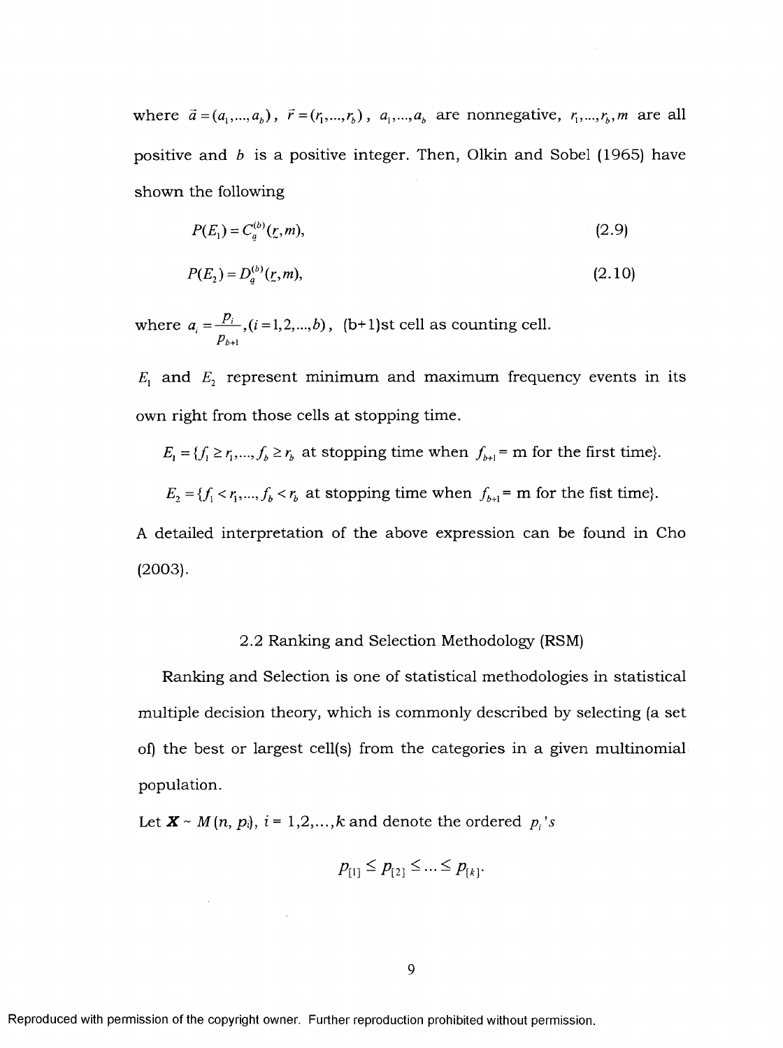where $\vec{a} = (a_1, ..., a_b)$, $\vec{r} = (r_1, ..., r_b)$, $a_1, ..., a_b$ are nonnegative, $r_1, ..., r_b, m$ are all positive and $b$ is a positive integer. Then, Olkin and Sobel (1965) have shown the following

$$P(E_1) = C_{\underline{a}}^{(b)}(\underline{r}, m), \tag{2.9}$$

$$P(E_2) = D_{\underline{a}}^{(b)}(\underline{r}, m), \tag{2.10}$$

where $a_i = \frac{p_i}{p_{b+1}}, (i = 1, 2, ..., b)$, (b+1)st cell as counting cell.

$E_1$ and $E_2$ represent minimum and maximum frequency events in its own right from those cells at stopping time.

$E_1 = \{f_1 \geq r_1, ..., f_b \geq r_b$ at stopping time when $f_{b+1} =$ m for the first time$\}$.

$E_2 = \{f_1 < r_1, ..., f_b < r_b$ at stopping time when $f_{b+1} =$ m for the fist time$\}$.

A detailed interpretation of the above expression can be found in Cho (2003).

## 2.2 Ranking and Selection Methodology (RSM)

Ranking and Selection is one of statistical methodologies in statistical multiple decision theory, which is commonly described by selecting (a set of) the best or largest cell(s) from the categories in a given multinomial population.

Let $\boldsymbol{X} \sim M(n, p_i)$, $i = 1, 2, ..., k$ and denote the ordered $p_i$'s

$$p_{[1]} \leq p_{[2]} \leq ... \leq p_{[k]}.$$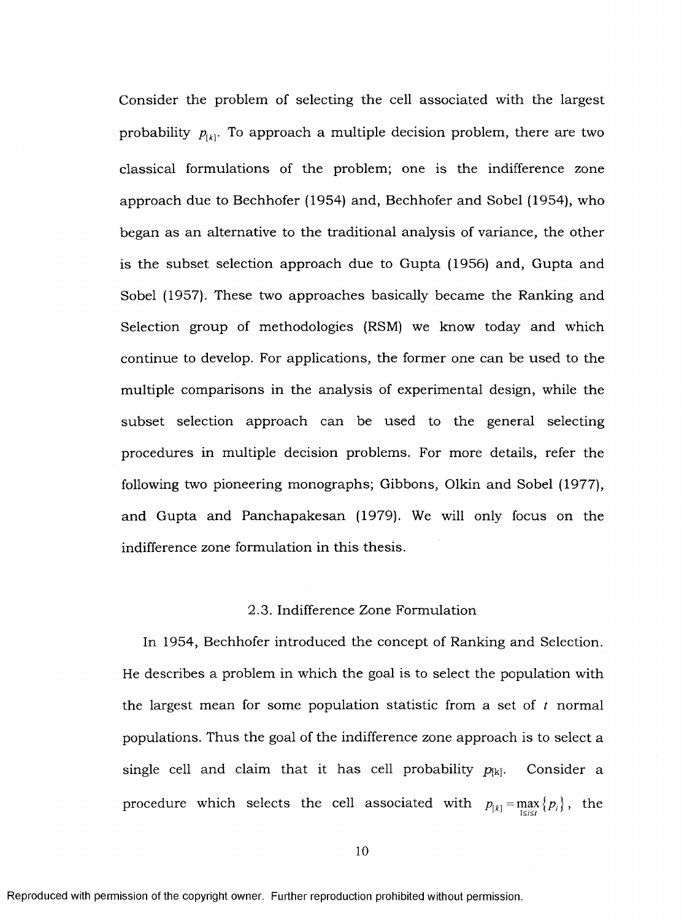Consider the problem of selecting the cell associated with the largest probability $p_{[k]}$. To approach a multiple decision problem, there are two classical formulations of the problem; one is the indifference zone approach due to Bechhofer (1954) and, Bechhofer and Sobel (1954), who began as an alternative to the traditional analysis of variance, the other is the subset selection approach due to Gupta (1956) and, Gupta and Sobel (1957). These two approaches basically became the Ranking and Selection group of methodologies (RSM) we know today and which continue to develop. For applications, the former one can be used to the multiple comparisons in the analysis of experimental design, while the subset selection approach can be used to the general selecting procedures in multiple decision problems. For more details, refer the following two pioneering monographs; Gibbons, Olkin and Sobel (1977), and Gupta and Panchapakesan (1979). We will only focus on the indifference zone formulation in this thesis.

## 2.3. Indifference Zone Formulation

In 1954, Bechhofer introduced the concept of Ranking and Selection. He describes a problem in which the goal is to select the population with the largest mean for some population statistic from a set of $t$ normal populations. Thus the goal of the indifference zone approach is to select a single cell and claim that it has cell probability $p_{[k]}$. Consider a procedure which selects the cell associated with $p_{[k]} = \max_{1 \le i \le t} \{p_i\}$, the

Reproduced with permission of the copyright owner. Further reproduction prohibited without permission.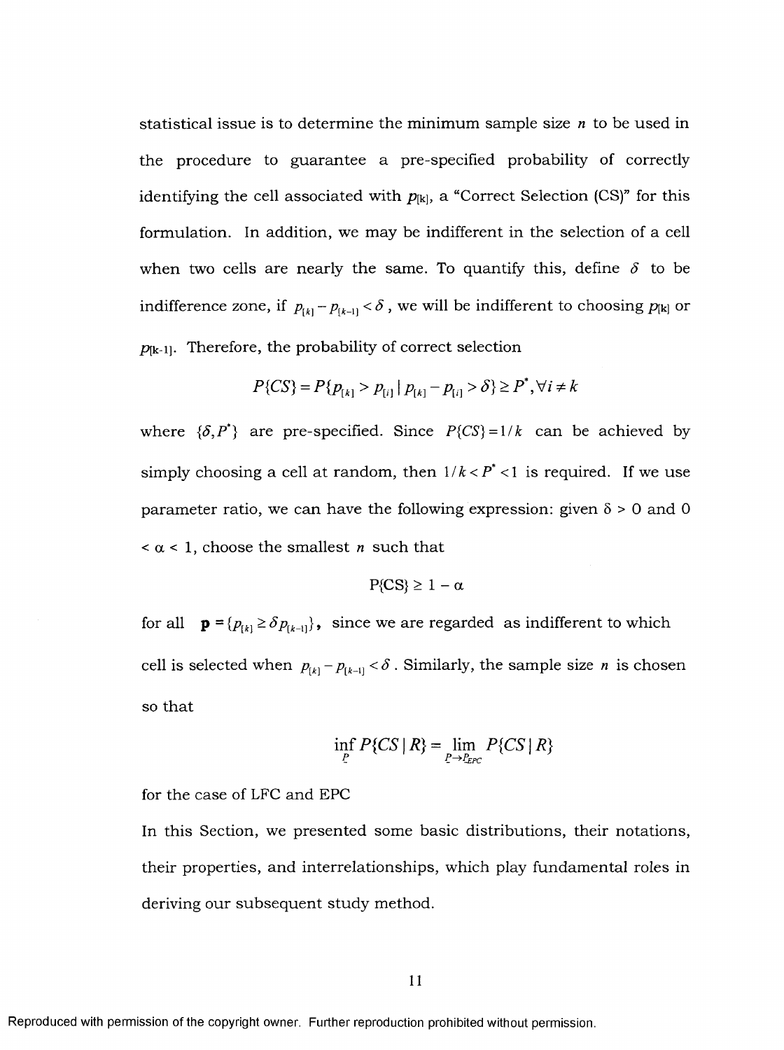statistical issue is to determine the minimum sample size $n$ to be used in the procedure to guarantee a pre-specified probability of correctly identifying the cell associated with $p_{[k]}$, a "Correct Selection (CS)" for this formulation. In addition, we may be indifferent in the selection of a cell when two cells are nearly the same. To quantify this, define $\delta$ to be indifference zone, if $p_{[k]} - p_{[k-1]} < \delta$, we will be indifferent to choosing $p_{[k]}$ or $p_{[k-1]}$. Therefore, the probability of correct selection

$$P\{CS\} = P\{p_{[k]} > p_{[i]} \mid p_{[k]} - p_{[i]} > \delta\} \geq P^*, \forall i \neq k$$

where $\{\delta, P^*\}$ are pre-specified. Since $P\{CS\} = 1/k$ can be achieved by simply choosing a cell at random, then $1/k < P^* < 1$ is required. If we use parameter ratio, we can have the following expression: given $\delta > 0$ and $0 < \alpha < 1$, choose the smallest $n$ such that

$$P\{CS\} \geq 1 - \alpha$$

for all $\mathbf{p} = \{p_{[k]} \geq \delta p_{[k-1]}\}$, since we are regarded as indifferent to which cell is selected when $p_{[k]} - p_{[k-1]} < \delta$. Similarly, the sample size $n$ is chosen so that

$$\inf_{\underset{\sim}{P}} P\{CS \mid R\} = \lim_{\underset{\sim}{P} \to \underset{\sim}{P}_{EPC}} P\{CS \mid R\}$$

for the case of LFC and EPC

In this Section, we presented some basic distributions, their notations, their properties, and interrelationships, which play fundamental roles in deriving our subsequent study method.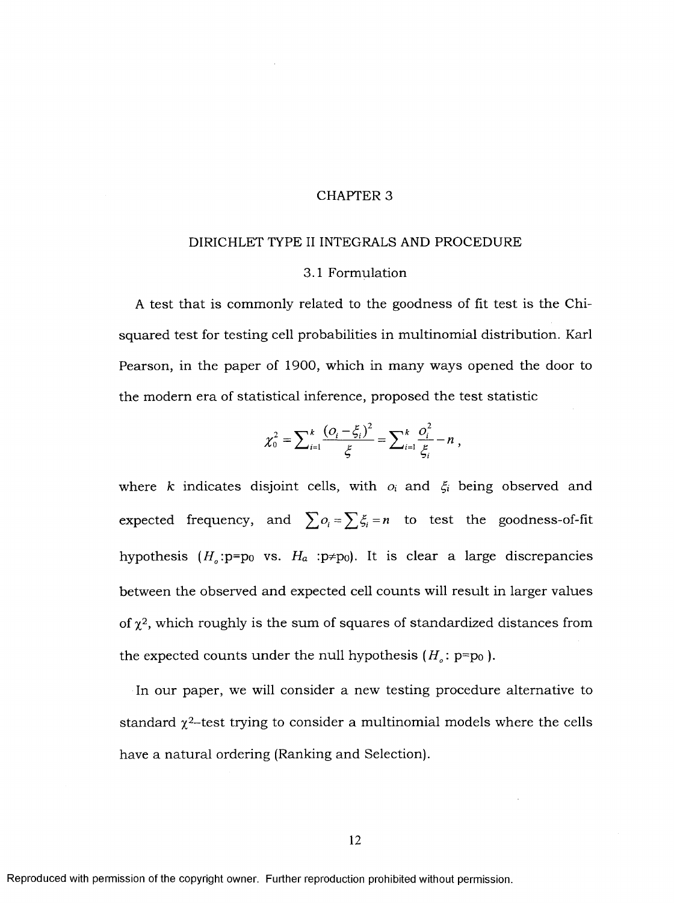# CHAPTER 3

## DIRICHLET TYPE II INTEGRALS AND PROCEDURE

### 3.1 Formulation

A test that is commonly related to the goodness of fit test is the Chi-squared test for testing cell probabilities in multinomial distribution. Karl Pearson, in the paper of 1900, which in many ways opened the door to the modern era of statistical inference, proposed the test statistic

$$\chi_0^2 = \sum_{i=1}^{k} \frac{(o_i - \xi_i)^2}{\xi} = \sum_{i=1}^{k} \frac{o_i^2}{\xi_i} - n\,,$$

where $k$ indicates disjoint cells, with $o_i$ and $\xi_i$ being observed and expected frequency, and $\sum o_i = \sum \xi_i = n$ to test the goodness-of-fit hypothesis ($H_o$:p=p$_0$ vs. $H_a$ :p≠p$_0$). It is clear a large discrepancies between the observed and expected cell counts will result in larger values of $\chi^2$, which roughly is the sum of squares of standardized distances from the expected counts under the null hypothesis ($H_o$: p=p$_0$ ).

In our paper, we will consider a new testing procedure alternative to standard $\chi^2$–test trying to consider a multinomial models where the cells have a natural ordering (Ranking and Selection).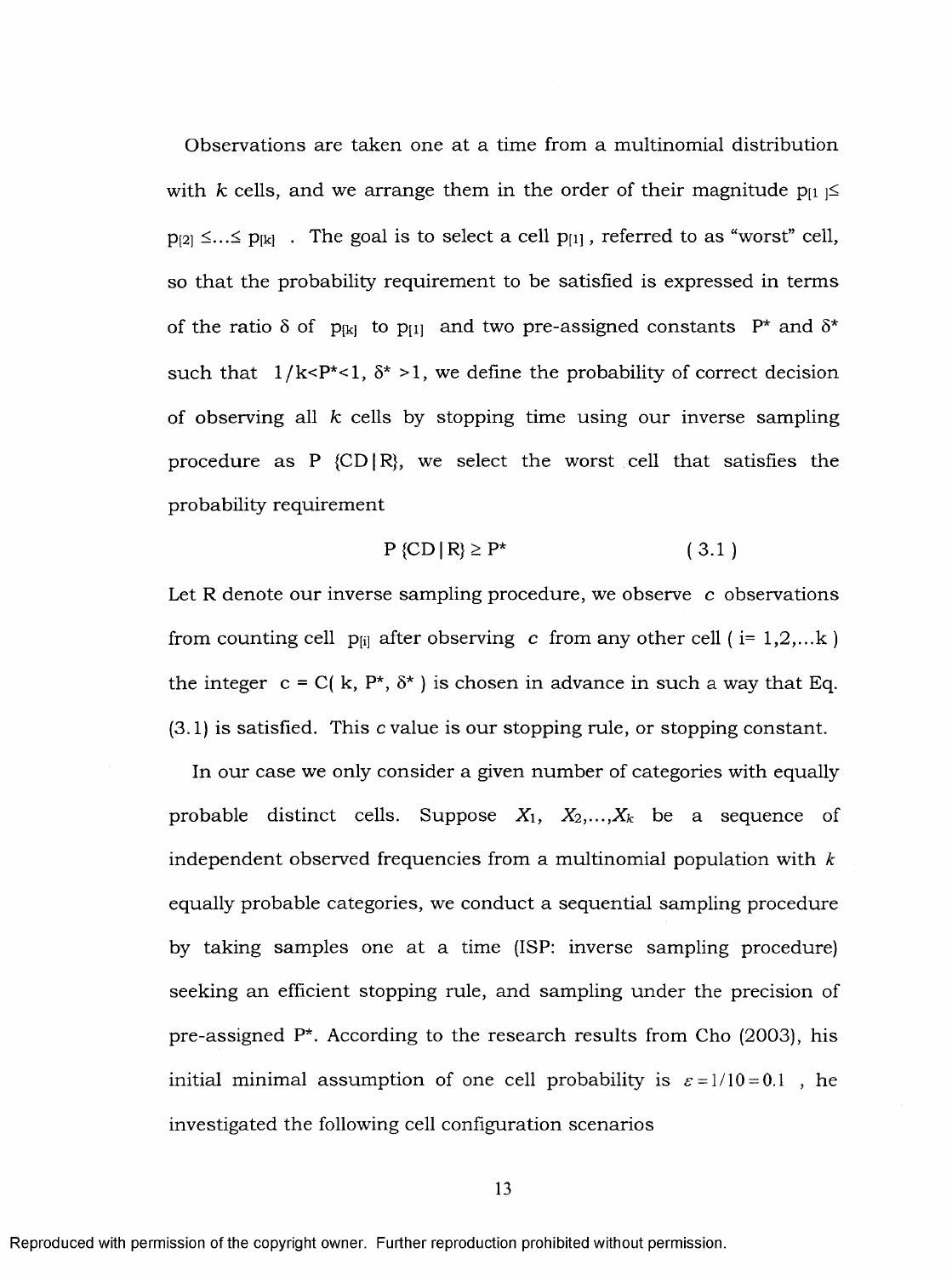Observations are taken one at a time from a multinomial distribution with $k$ cells, and we arrange them in the order of their magnitude $p_{[1]} \leq p_{[2]} \leq \ldots \leq p_{[k]}$ . The goal is to select a cell $p_{[1]}$ , referred to as "worst" cell, so that the probability requirement to be satisfied is expressed in terms of the ratio $\delta$ of $p_{[k]}$ to $p_{[1]}$ and two pre-assigned constants $P^*$ and $\delta^*$ such that $1/k < P^* < 1$, $\delta^* > 1$, we define the probability of correct decision of observing all $k$ cells by stopping time using our inverse sampling procedure as P {CD | R}, we select the worst cell that satisfies the probability requirement

$$P\{CD \mid R\} \geq P^* \qquad (3.1)$$

Let R denote our inverse sampling procedure, we observe $c$ observations from counting cell $p_{[i]}$ after observing $c$ from any other cell ( $i= 1,2,\ldots k$ ) the integer $c = C( k, P^*, \delta^* )$ is chosen in advance in such a way that Eq. (3.1) is satisfied. This $c$ value is our stopping rule, or stopping constant.

In our case we only consider a given number of categories with equally probable distinct cells. Suppose $X_1, X_2, \ldots, X_k$ be a sequence of independent observed frequencies from a multinomial population with $k$ equally probable categories, we conduct a sequential sampling procedure by taking samples one at a time (ISP: inverse sampling procedure) seeking an efficient stopping rule, and sampling under the precision of pre-assigned $P^*$. According to the research results from Cho (2003), his initial minimal assumption of one cell probability is $\varepsilon = 1/10 = 0.1$ , he investigated the following cell configuration scenarios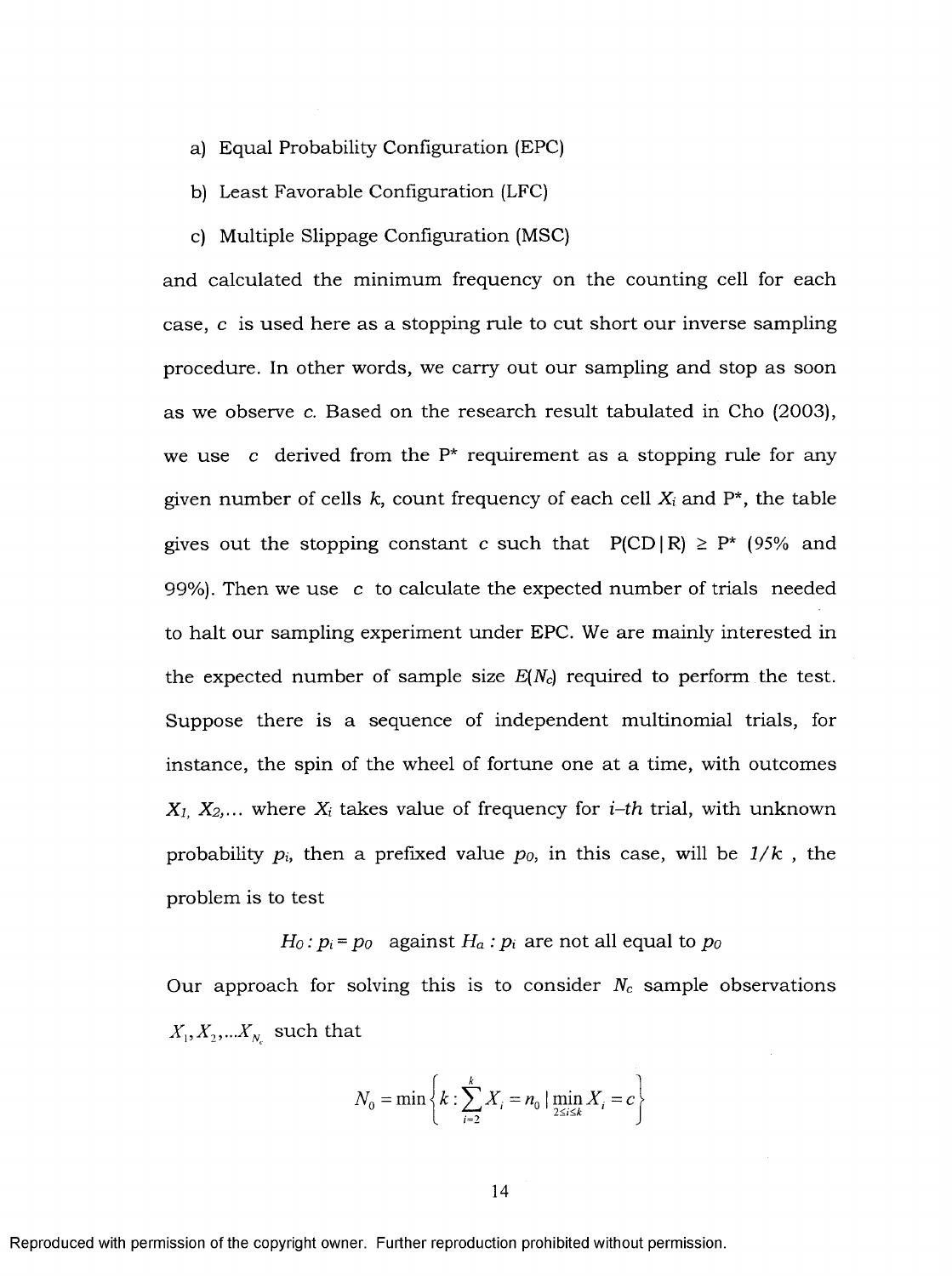a) Equal Probability Configuration (EPC)

b) Least Favorable Configuration (LFC)

c) Multiple Slippage Configuration (MSC)

and calculated the minimum frequency on the counting cell for each case, $c$ is used here as a stopping rule to cut short our inverse sampling procedure. In other words, we carry out our sampling and stop as soon as we observe $c$. Based on the research result tabulated in Cho (2003), we use $c$ derived from the P* requirement as a stopping rule for any given number of cells $k$, count frequency of each cell $X_i$ and P*, the table gives out the stopping constant $c$ such that P(CD | R) ≥ P* (95% and 99%). Then we use $c$ to calculate the expected number of trials needed to halt our sampling experiment under EPC. We are mainly interested in the expected number of sample size $E(N_c)$ required to perform the test. Suppose there is a sequence of independent multinomial trials, for instance, the spin of the wheel of fortune one at a time, with outcomes $X_1, X_2, \ldots$ where $X_i$ takes value of frequency for *i-th* trial, with unknown probability $p_i$, then a prefixed value $p_0$, in this case, will be $1/k$, the problem is to test

$$H_0 : p_i = p_0 \quad \text{against } H_a : p_i \text{ are not all equal to } p_0$$

Our approach for solving this is to consider $N_c$ sample observations $X_1, X_2, \ldots X_{N_c}$ such that

$$N_0 = \min\left\{k : \sum_{i=2}^{k} X_i = n_0 \mid \min_{2 \le i \le k} X_i = c\right\}$$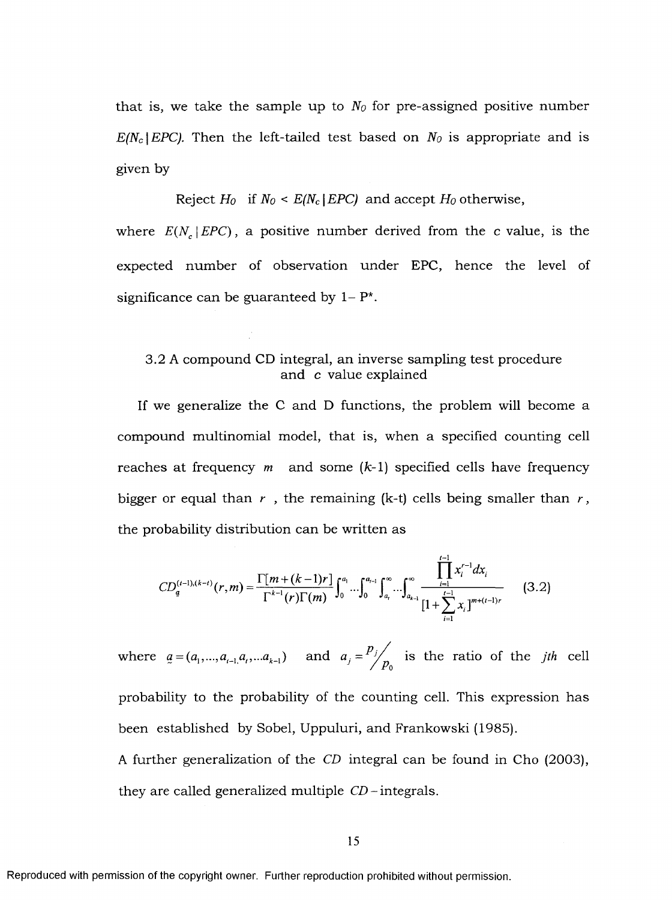that is, we take the sample up to $N_O$ for pre-assigned positive number $E(N_c|EPC)$. Then the left-tailed test based on $N_O$ is appropriate and is given by

Reject $H_O$ if $N_O < E(N_c|EPC)$ and accept $H_O$ otherwise,

where $E(N_c|EPC)$, a positive number derived from the c value, is the expected number of observation under EPC, hence the level of significance can be guaranteed by $1 - P^*$.

### 3.2 A compound CD integral, an inverse sampling test procedure and c value explained

If we generalize the C and D functions, the problem will become a compound multinomial model, that is, when a specified counting cell reaches at frequency $m$ and some ($k$-1) specified cells have frequency bigger or equal than $r$, the remaining (k-t) cells being smaller than $r$, the probability distribution can be written as

$$CD_{\underset{\sim}{a}}^{(t-1),(k-t)}(r,m) = \frac{\Gamma[m+(k-1)r]}{\Gamma^{k-1}(r)\Gamma(m)} \int_0^{a_1} \cdots \int_0^{a_{t-1}} \int_{a_t}^{\infty} \cdots \int_{a_{k-1}}^{\infty} \frac{\prod_{i=1}^{t-1} x_i^{r-1} dx_i}{[1+\sum_{i=1}^{t-1} x_i]^{m+(t-1)r}} \tag{3.2}$$

where $\underset{\sim}{a} = (a_1, \ldots, a_{t-1,} a_t, \ldots a_{k-1})$ and $a_j = {p_j}/{p_0}$ is the ratio of the $jth$ cell probability to the probability of the counting cell. This expression has been established by Sobel, Uppuluri, and Frankowski (1985).

A further generalization of the *CD* integral can be found in Cho (2003), they are called generalized multiple *CD*-integrals.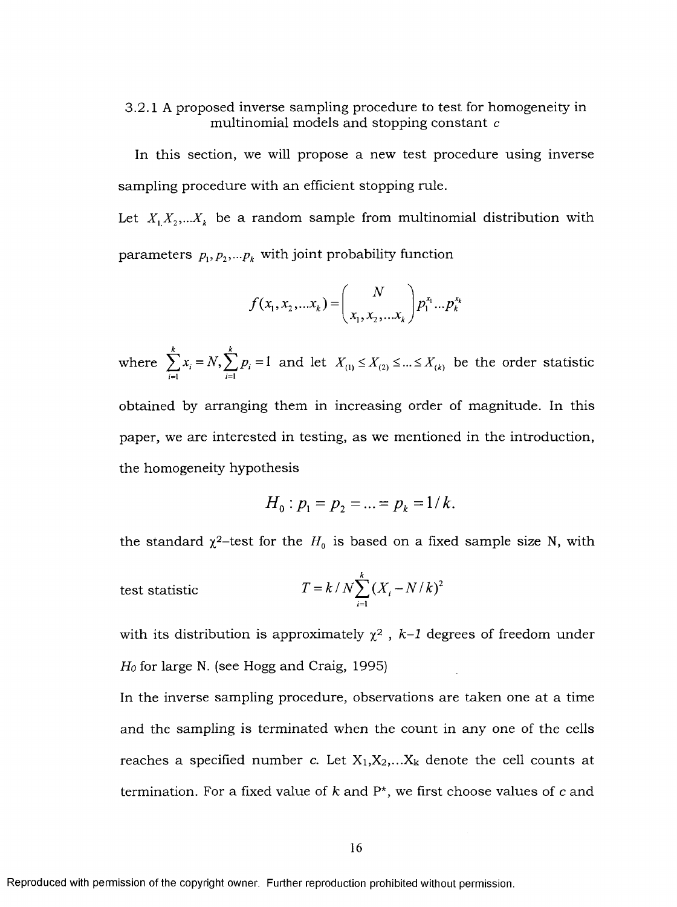### 3.2.1 A proposed inverse sampling procedure to test for homogeneity in multinomial models and stopping constant $c$

In this section, we will propose a new test procedure using inverse sampling procedure with an efficient stopping rule.

Let $X_{1,}X_2,...X_k$ be a random sample from multinomial distribution with parameters $p_1, p_2,...p_k$ with joint probability function

$$f(x_1, x_2,...x_k) = \binom{N}{x_1, x_2,...x_k} p_1^{x_1}...p_k^{x_k}$$

where $\sum_{i=1}^{k} x_i = N, \sum_{i=1}^{k} p_i = 1$ and let $X_{(1)} \leq X_{(2)} \leq ... \leq X_{(k)}$ be the order statistic obtained by arranging them in increasing order of magnitude. In this paper, we are interested in testing, as we mentioned in the introduction, the homogeneity hypothesis

$$H_0 : p_1 = p_2 = ... = p_k = 1/k.$$

the standard $\chi^2$–test for the $H_0$ is based on a fixed sample size N, with test statistic

$$T = k / N \sum_{i=1}^{k} (X_i - N/k)^2$$

with its distribution is approximately $\chi^2$ , $k-1$ degrees of freedom under $H_0$ for large N. (see Hogg and Craig, 1995)

In the inverse sampling procedure, observations are taken one at a time and the sampling is terminated when the count in any one of the cells reaches a specified number $c$. Let $X_1, X_2, ...X_k$ denote the cell counts at termination. For a fixed value of $k$ and $P^*$, we first choose values of $c$ and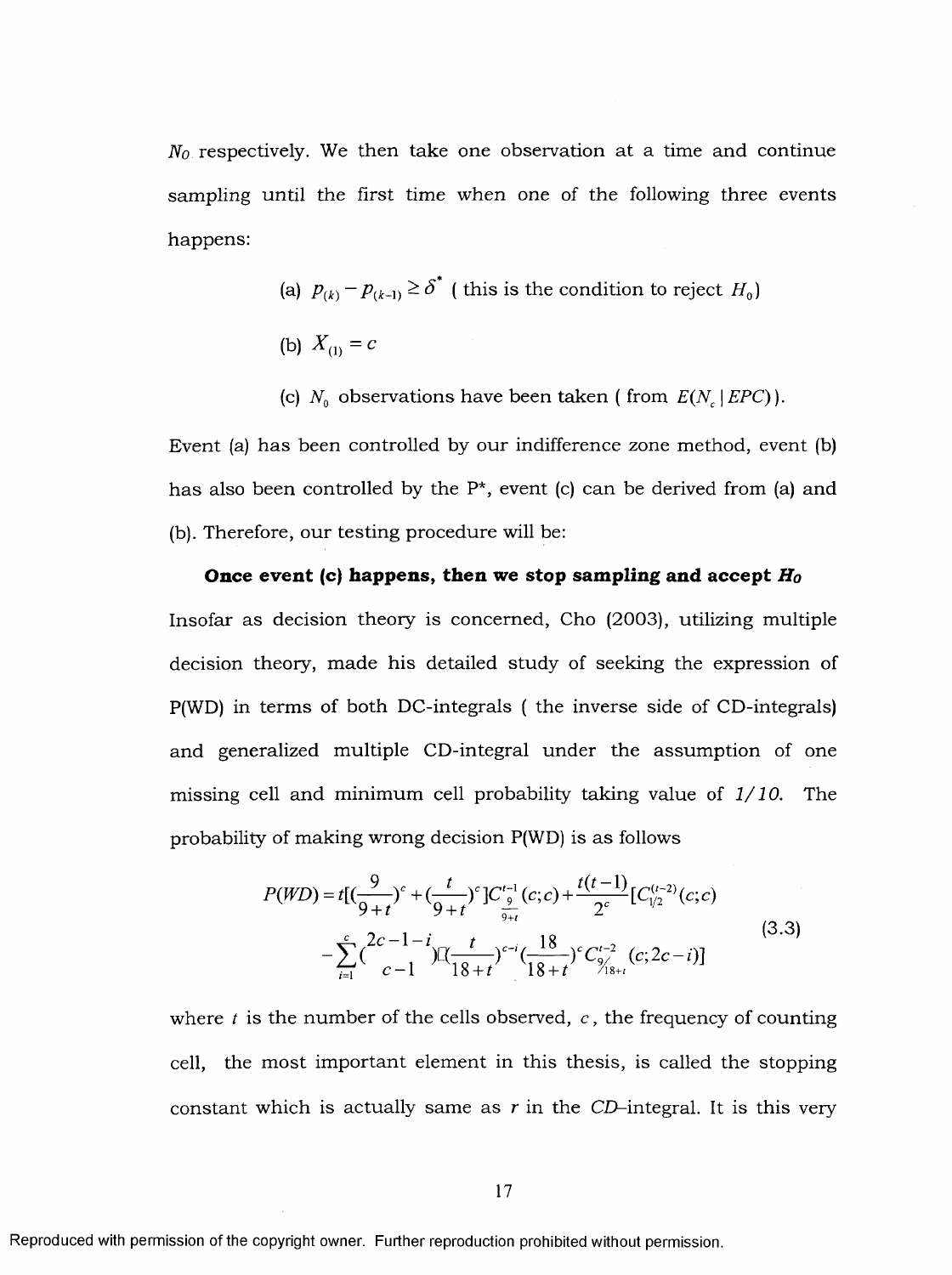$N_0$ respectively. We then take one observation at a time and continue sampling until the first time when one of the following three events happens:

(a) $p_{(k)} - p_{(k-1)} \geq \delta^*$ ( this is the condition to reject $H_0$)

(b) $X_{(1)} = c$

(c) $N_0$ observations have been taken ( from $E(N_c \mid EPC)$).

Event (a) has been controlled by our indifference zone method, event (b) has also been controlled by the P*, event (c) can be derived from (a) and (b). Therefore, our testing procedure will be:

**Once event (c) happens, then we stop sampling and accept $H_0$**

Insofar as decision theory is concerned, Cho (2003), utilizing multiple decision theory, made his detailed study of seeking the expression of P(WD) in terms of both DC-integrals ( the inverse side of CD-integrals) and generalized multiple CD-integral under the assumption of one missing cell and minimum cell probability taking value of *1/10*. The probability of making wrong decision P(WD) is as follows

$$
\begin{aligned}
P(WD) = t[(\frac{9}{9+t})^c + (\frac{t}{9+t})^c]C_{\frac{9}{9+t}}^{t-1}(c;c) + \frac{t(t-1)}{2^c}[C_{1/2}^{(t-2)}(c;c) \\
- \sum_{i=1}^{c}\binom{2c-1-i}{c-1}(\frac{t}{18+t})^{c-i}(\frac{18}{18+t})^c C_{9/18+t}^{t-2}(c;2c-i)]
\end{aligned}
\tag{3.3}
$$

where $t$ is the number of the cells observed, $c$, the frequency of counting cell, the most important element in this thesis, is called the stopping constant which is actually same as $r$ in the *CD*–integral. It is this very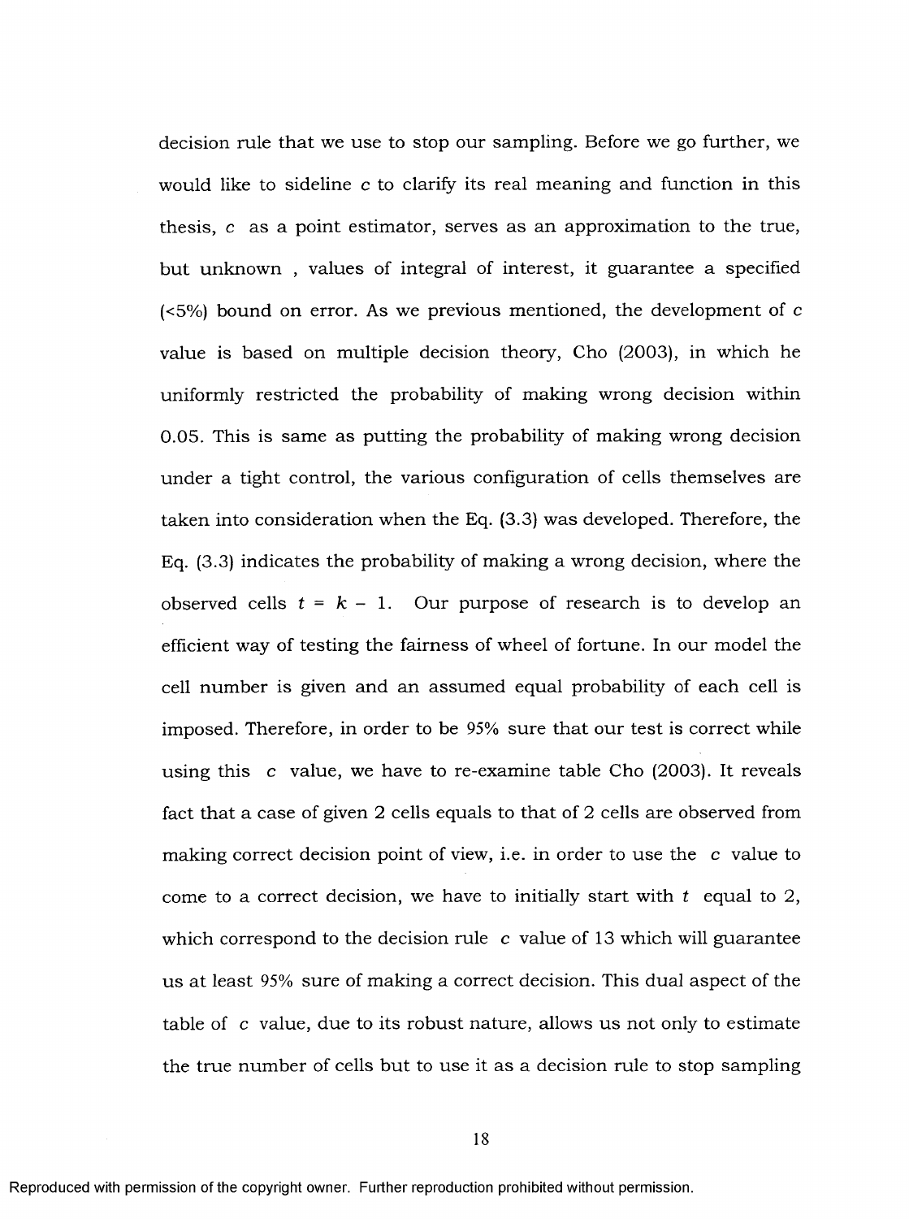decision rule that we use to stop our sampling. Before we go further, we would like to sideline $c$ to clarify its real meaning and function in this thesis, $c$ as a point estimator, serves as an approximation to the true, but unknown , values of integral of interest, it guarantee a specified (<5%) bound on error. As we previous mentioned, the development of $c$ value is based on multiple decision theory, Cho (2003), in which he uniformly restricted the probability of making wrong decision within 0.05. This is same as putting the probability of making wrong decision under a tight control, the various configuration of cells themselves are taken into consideration when the Eq. (3.3) was developed. Therefore, the Eq. (3.3) indicates the probability of making a wrong decision, where the observed cells $t = k - 1$. Our purpose of research is to develop an efficient way of testing the fairness of wheel of fortune. In our model the cell number is given and an assumed equal probability of each cell is imposed. Therefore, in order to be 95% sure that our test is correct while using this $c$ value, we have to re-examine table Cho (2003). It reveals fact that a case of given 2 cells equals to that of 2 cells are observed from making correct decision point of view, i.e. in order to use the $c$ value to come to a correct decision, we have to initially start with $t$ equal to 2, which correspond to the decision rule $c$ value of 13 which will guarantee us at least 95% sure of making a correct decision. This dual aspect of the table of $c$ value, due to its robust nature, allows us not only to estimate the true number of cells but to use it as a decision rule to stop sampling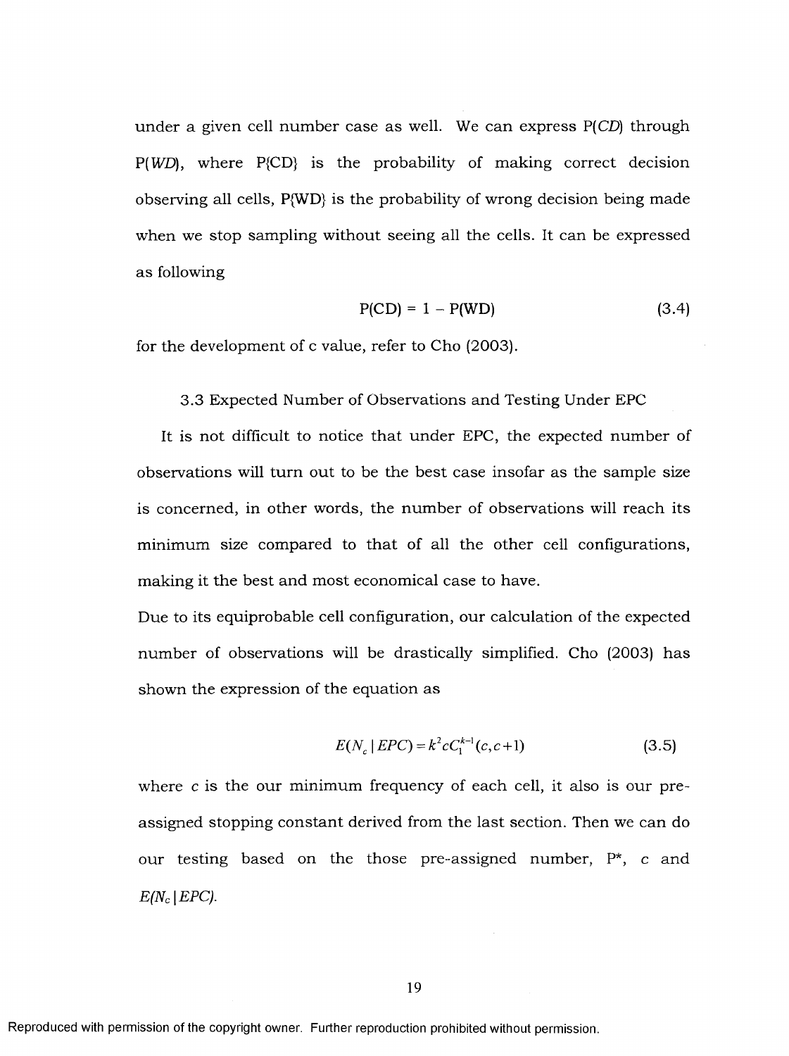under a given cell number case as well. We can express P(*CD*) through P(*WD*), where P{CD} is the probability of making correct decision observing all cells, P{WD} is the probability of wrong decision being made when we stop sampling without seeing all the cells. It can be expressed as following

$$P(CD) = 1 - P(WD) \tag{3.4}$$

for the development of c value, refer to Cho (2003).

### 3.3 Expected Number of Observations and Testing Under EPC

It is not difficult to notice that under EPC, the expected number of observations will turn out to be the best case insofar as the sample size is concerned, in other words, the number of observations will reach its minimum size compared to that of all the other cell configurations, making it the best and most economical case to have.

Due to its equiprobable cell configuration, our calculation of the expected number of observations will be drastically simplified. Cho (2003) has shown the expression of the equation as

$$E(N_c \mid EPC) = k^2 c C_1^{k-1}(c, c+1) \tag{3.5}$$

where c is the our minimum frequency of each cell, it also is our pre-assigned stopping constant derived from the last section. Then we can do our testing based on the those pre-assigned number, P*, c and $E(N_c \mid EPC)$.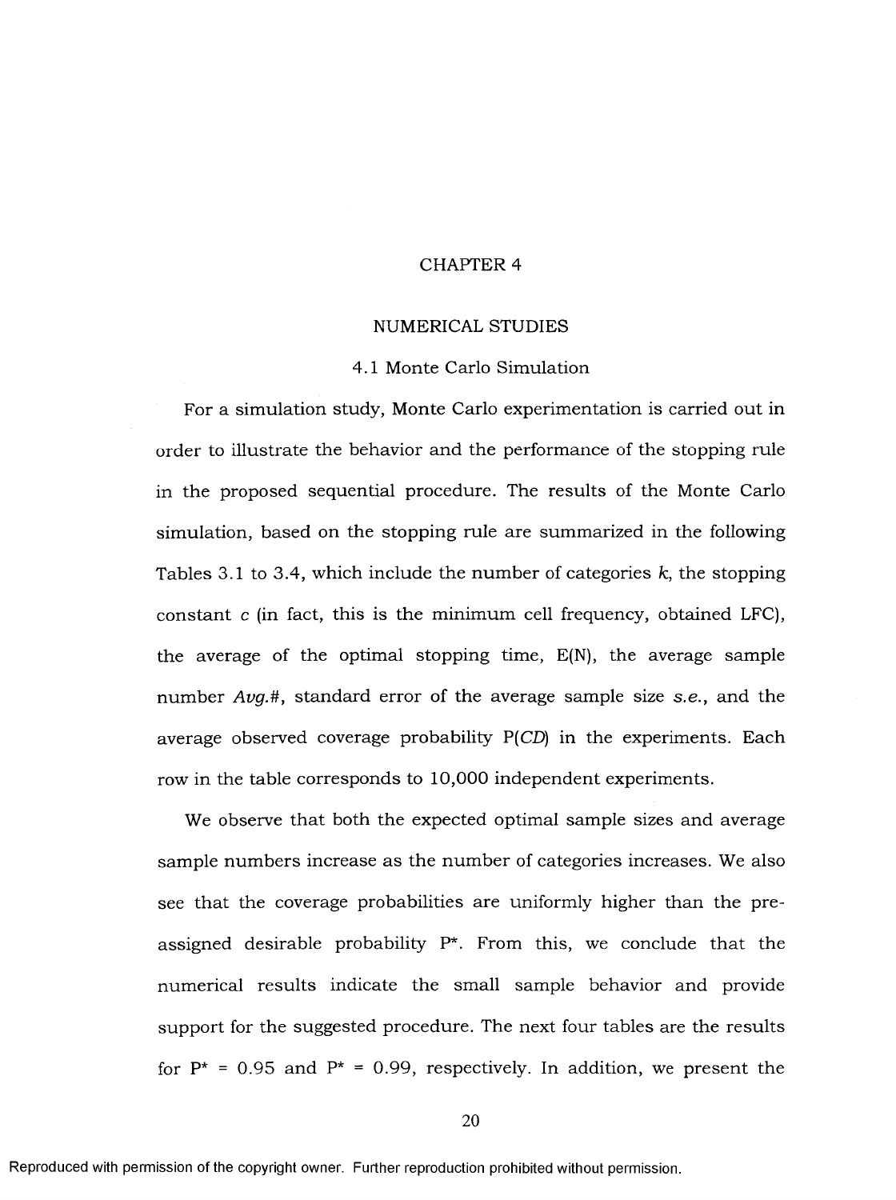# CHAPTER 4

# NUMERICAL STUDIES

## 4.1 Monte Carlo Simulation

For a simulation study, Monte Carlo experimentation is carried out in order to illustrate the behavior and the performance of the stopping rule in the proposed sequential procedure. The results of the Monte Carlo simulation, based on the stopping rule are summarized in the following Tables 3.1 to 3.4, which include the number of categories $k$, the stopping constant $c$ (in fact, this is the minimum cell frequency, obtained LFC), the average of the optimal stopping time, E(N), the average sample number *Avg.#*, standard error of the average sample size *s.e.*, and the average observed coverage probability P(*CD*) in the experiments. Each row in the table corresponds to 10,000 independent experiments.

We observe that both the expected optimal sample sizes and average sample numbers increase as the number of categories increases. We also see that the coverage probabilities are uniformly higher than the pre-assigned desirable probability $P^*$. From this, we conclude that the numerical results indicate the small sample behavior and provide support for the suggested procedure. The next four tables are the results for $P^* = 0.95$ and $P^* = 0.99$, respectively. In addition, we present the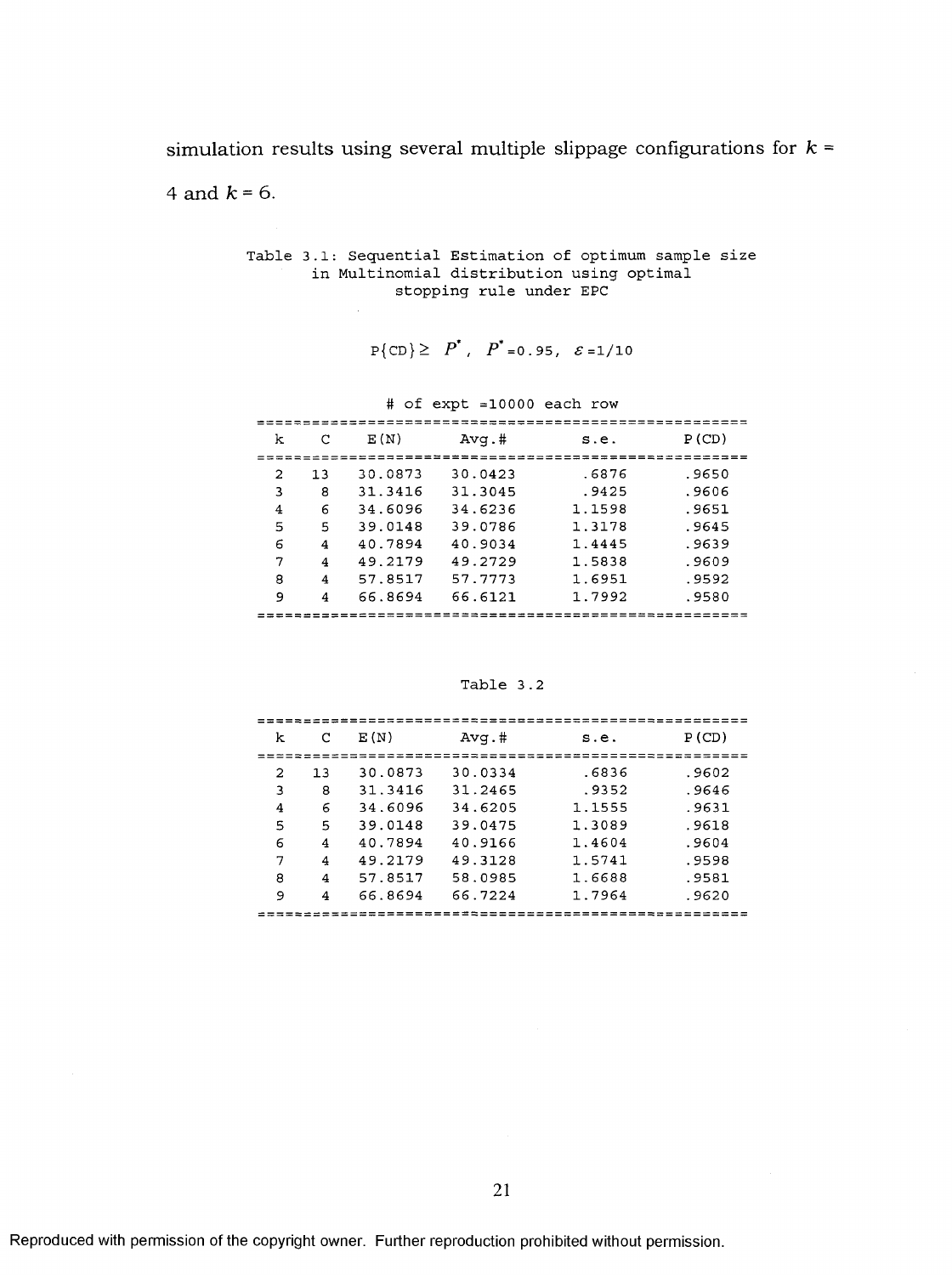simulation results using several multiple slippage configurations for $k$ = 4 and $k$ = 6.

Table 3.1: Sequential Estimation of optimum sample size in Multinomial distribution using optimal stopping rule under EPC

$P\{CD\} \geq P^*$, $P^*=0.95$, $\varepsilon=1/10$

# of expt =10000 each row

| k | C | E(N) | Avg.# | s.e. | P(CD) |
|---|---|---|---|---|---|
| 2 | 13 | 30.0873 | 30.0423 | .6876 | .9650 |
| 3 | 8 | 31.3416 | 31.3045 | .9425 | .9606 |
| 4 | 6 | 34.6096 | 34.6236 | 1.1598 | .9651 |
| 5 | 5 | 39.0148 | 39.0786 | 1.3178 | .9645 |
| 6 | 4 | 40.7894 | 40.9034 | 1.4445 | .9639 |
| 7 | 4 | 49.2179 | 49.2729 | 1.5838 | .9609 |
| 8 | 4 | 57.8517 | 57.7773 | 1.6951 | .9592 |
| 9 | 4 | 66.8694 | 66.6121 | 1.7992 | .9580 |

Table 3.2

| k | C | E(N) | Avg.# | s.e. | P(CD) |
|---|---|---|---|---|---|
| 2 | 13 | 30.0873 | 30.0334 | .6836 | .9602 |
| 3 | 8 | 31.3416 | 31.2465 | .9352 | .9646 |
| 4 | 6 | 34.6096 | 34.6205 | 1.1555 | .9631 |
| 5 | 5 | 39.0148 | 39.0475 | 1.3089 | .9618 |
| 6 | 4 | 40.7894 | 40.9166 | 1.4604 | .9604 |
| 7 | 4 | 49.2179 | 49.3128 | 1.5741 | .9598 |
| 8 | 4 | 57.8517 | 58.0985 | 1.6688 | .9581 |
| 9 | 4 | 66.8694 | 66.7224 | 1.7964 | .9620 |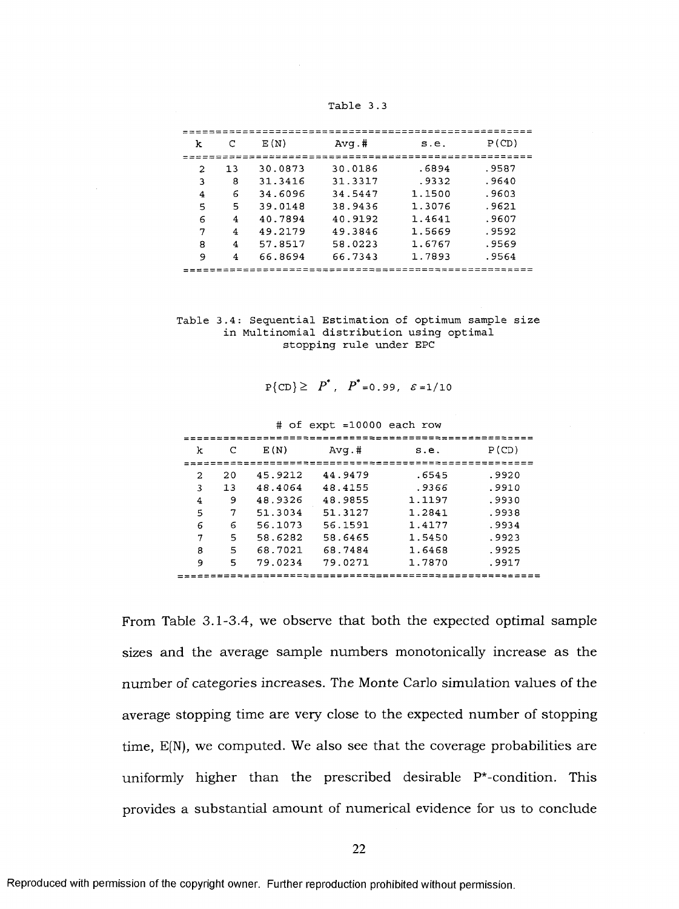Table 3.3

| k | C | E(N) | Avg.# | s.e. | P(CD) |
|---|---|---|---|---|---|
| 2 | 13 | 30.0873 | 30.0186 | .6894 | .9587 |
| 3 | 8 | 31.3416 | 31.3317 | .9332 | .9640 |
| 4 | 6 | 34.6096 | 34.5447 | 1.1500 | .9603 |
| 5 | 5 | 39.0148 | 38.9436 | 1.3076 | .9621 |
| 6 | 4 | 40.7894 | 40.9192 | 1.4641 | .9607 |
| 7 | 4 | 49.2179 | 49.3846 | 1.5669 | .9592 |
| 8 | 4 | 57.8517 | 58.0223 | 1.6767 | .9569 |
| 9 | 4 | 66.8694 | 66.7343 | 1.7893 | .9564 |

Table 3.4: Sequential Estimation of optimum sample size in Multinomial distribution using optimal stopping rule under EPC

$P\{CD\} \geq P^*$, $P^*=0.99$, $\varepsilon=1/10$

\# of expt =10000 each row

| k | C | E(N) | Avg.# | s.e. | P(CD) |
|---|---|---|---|---|---|
| 2 | 20 | 45.9212 | 44.9479 | .6545 | .9920 |
| 3 | 13 | 48.4064 | 48.4155 | .9366 | .9910 |
| 4 | 9 | 48.9326 | 48.9855 | 1.1197 | .9930 |
| 5 | 7 | 51.3034 | 51.3127 | 1.2841 | .9938 |
| 6 | 6 | 56.1073 | 56.1591 | 1.4177 | .9934 |
| 7 | 5 | 58.6282 | 58.6465 | 1.5450 | .9923 |
| 8 | 5 | 68.7021 | 68.7484 | 1.6468 | .9925 |
| 9 | 5 | 79.0234 | 79.0271 | 1.7870 | .9917 |

From Table 3.1-3.4, we observe that both the expected optimal sample sizes and the average sample numbers monotonically increase as the number of categories increases. The Monte Carlo simulation values of the average stopping time are very close to the expected number of stopping time, E(N), we computed. We also see that the coverage probabilities are uniformly higher than the prescribed desirable $P^*$-condition. This provides a substantial amount of numerical evidence for us to conclude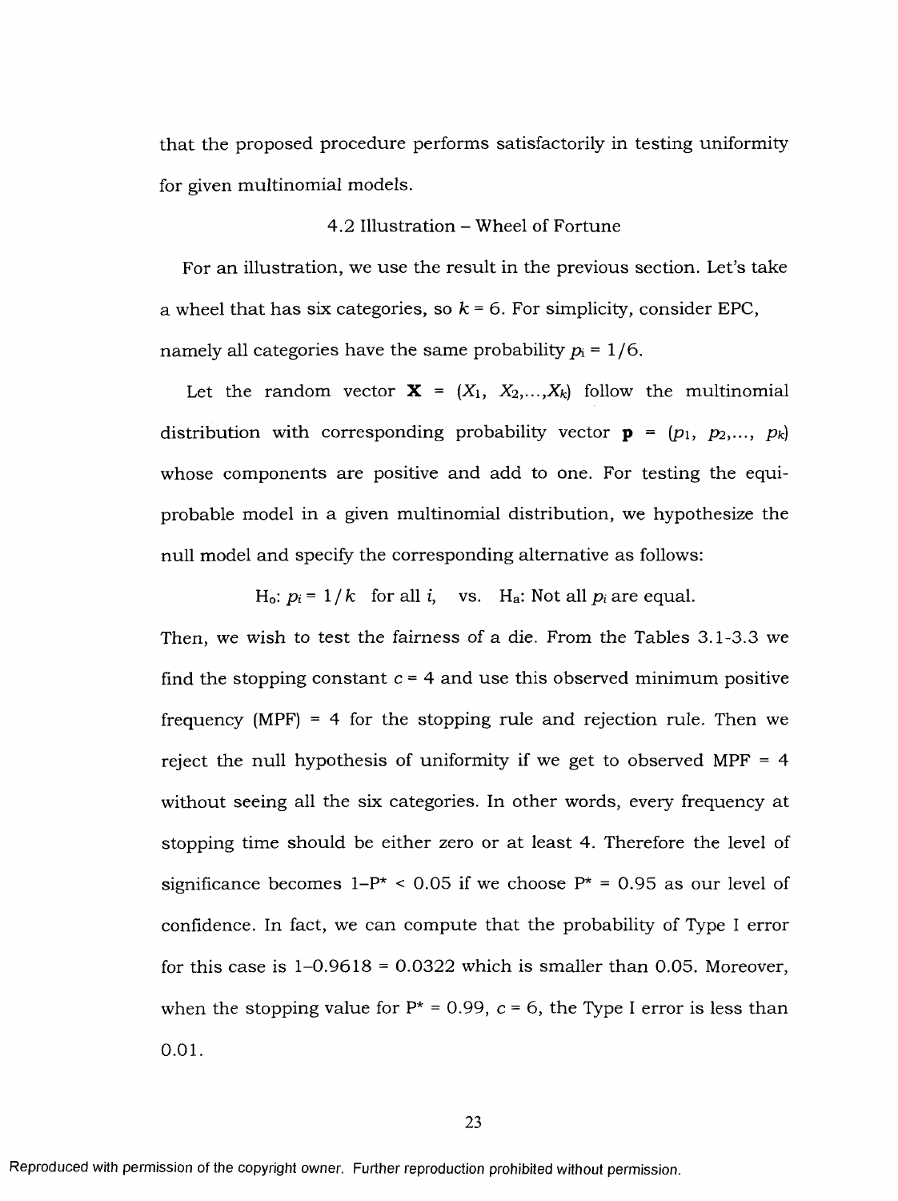that the proposed procedure performs satisfactorily in testing uniformity for given multinomial models.

### 4.2 Illustration – Wheel of Fortune

For an illustration, we use the result in the previous section. Let's take a wheel that has six categories, so $k = 6$. For simplicity, consider EPC, namely all categories have the same probability $p_i = 1/6$.

Let the random vector $\mathbf{X} = (X_1, X_2, \ldots, X_k)$ follow the multinomial distribution with corresponding probability vector $\mathbf{p} = (p_1, p_2, \ldots, p_k)$ whose components are positive and add to one. For testing the equi-probable model in a given multinomial distribution, we hypothesize the null model and specify the corresponding alternative as follows:

$$H_o: p_i = 1/k \quad \text{for all } i, \quad \text{vs.} \quad H_a: \text{Not all } p_i \text{ are equal.}$$

Then, we wish to test the fairness of a die. From the Tables 3.1-3.3 we find the stopping constant $c = 4$ and use this observed minimum positive frequency (MPF) = 4 for the stopping rule and rejection rule. Then we reject the null hypothesis of uniformity if we get to observed MPF = 4 without seeing all the six categories. In other words, every frequency at stopping time should be either zero or at least 4. Therefore the level of significance becomes $1–P^* < 0.05$ if we choose $P^* = 0.95$ as our level of confidence. In fact, we can compute that the probability of Type I error for this case is $1–0.9618 = 0.0322$ which is smaller than 0.05. Moreover, when the stopping value for $P^* = 0.99$, $c = 6$, the Type I error is less than 0.01.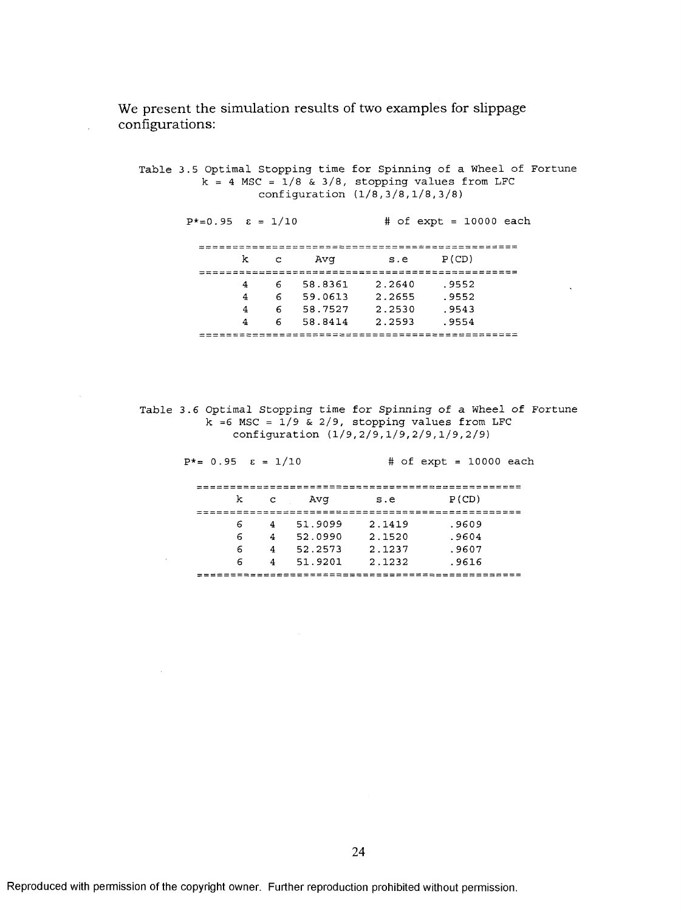We present the simulation results of two examples for slippage configurations:

Table 3.5 Optimal Stopping time for Spinning of a Wheel of Fortune $k = 4$ MSC = 1/8 & 3/8, stopping values from LFC configuration (1/8,3/8,1/8,3/8)

$P^*=0.95$ $\varepsilon = 1/10$ # of expt = 10000 each

| k | c | Avg | s.e | P(CD) |
|---|---|---|---|---|
| 4 | 6 | 58.8361 | 2.2640 | .9552 |
| 4 | 6 | 59.0613 | 2.2655 | .9552 |
| 4 | 6 | 58.7527 | 2.2530 | .9543 |
| 4 | 6 | 58.8414 | 2.2593 | .9554 |

Table 3.6 Optimal Stopping time for Spinning of a Wheel of Fortune $k =6$ MSC = 1/9 & 2/9, stopping values from LFC configuration (1/9,2/9,1/9,2/9,1/9,2/9)

$P^*= 0.95$ $\varepsilon = 1/10$ # of expt = 10000 each

| k | c | Avg | s.e | P(CD) |
|---|---|---|---|---|
| 6 | 4 | 51.9099 | 2.1419 | .9609 |
| 6 | 4 | 52.0990 | 2.1520 | .9604 |
| 6 | 4 | 52.2573 | 2.1237 | .9607 |
| 6 | 4 | 51.9201 | 2.1232 | .9616 |

Reproduced with permission of the copyright owner. Further reproduction prohibited without permission.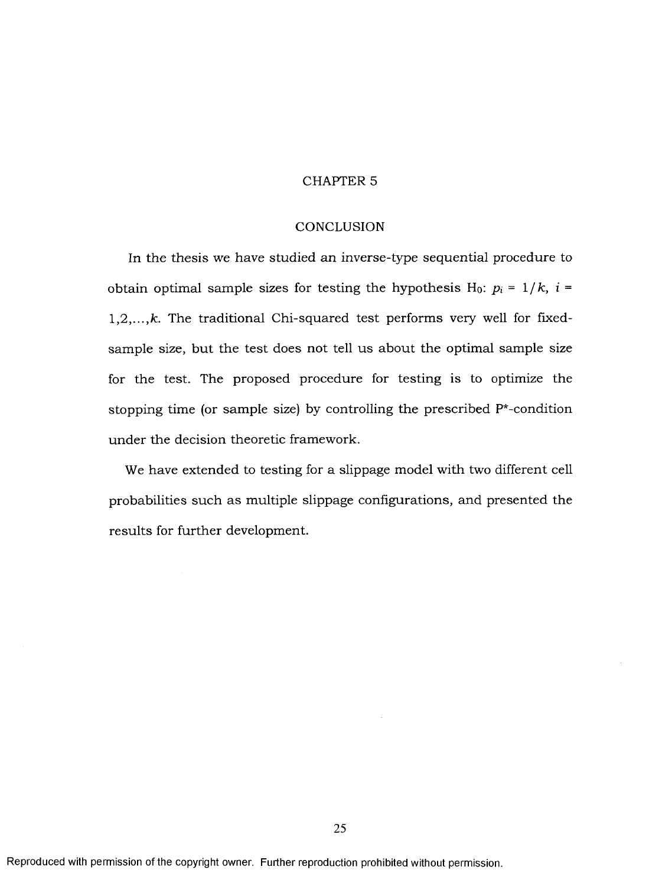# CHAPTER 5

## CONCLUSION

In the thesis we have studied an inverse-type sequential procedure to obtain optimal sample sizes for testing the hypothesis $H_0$: $p_i = 1/k$, $i = 1,2,\ldots,k$. The traditional Chi-squared test performs very well for fixed-sample size, but the test does not tell us about the optimal sample size for the test. The proposed procedure for testing is to optimize the stopping time (or sample size) by controlling the prescribed $P^*$-condition under the decision theoretic framework.

We have extended to testing for a slippage model with two different cell probabilities such as multiple slippage configurations, and presented the results for further development.

Reproduced with permission of the copyright owner. Further reproduction prohibited without permission.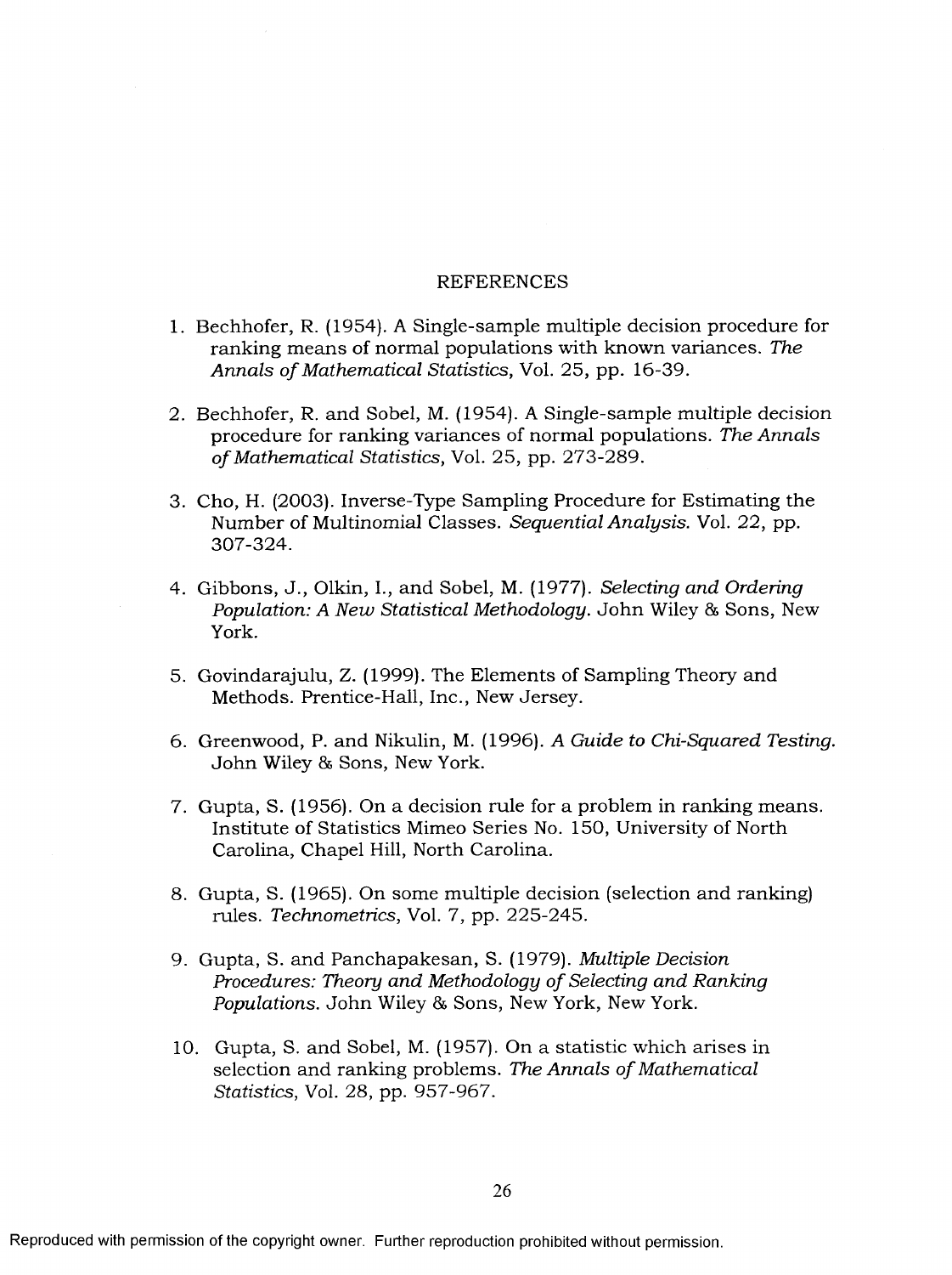# REFERENCES

1. Bechhofer, R. (1954). A Single-sample multiple decision procedure for ranking means of normal populations with known variances. *The Annals of Mathematical Statistics*, Vol. 25, pp. 16-39.

2. Bechhofer, R. and Sobel, M. (1954). A Single-sample multiple decision procedure for ranking variances of normal populations. *The Annals of Mathematical Statistics*, Vol. 25, pp. 273-289.

3. Cho, H. (2003). Inverse-Type Sampling Procedure for Estimating the Number of Multinomial Classes. *Sequential Analysis*. Vol. 22, pp. 307-324.

4. Gibbons, J., Olkin, I., and Sobel, M. (1977). *Selecting and Ordering Population: A New Statistical Methodology*. John Wiley & Sons, New York.

5. Govindarajulu, Z. (1999). The Elements of Sampling Theory and Methods. Prentice-Hall, Inc., New Jersey.

6. Greenwood, P. and Nikulin, M. (1996). *A Guide to Chi-Squared Testing*. John Wiley & Sons, New York.

7. Gupta, S. (1956). On a decision rule for a problem in ranking means. Institute of Statistics Mimeo Series No. 150, University of North Carolina, Chapel Hill, North Carolina.

8. Gupta, S. (1965). On some multiple decision (selection and ranking) rules. *Technometrics*, Vol. 7, pp. 225-245.

9. Gupta, S. and Panchapakesan, S. (1979). *Multiple Decision Procedures: Theory and Methodology of Selecting and Ranking Populations*. John Wiley & Sons, New York, New York.

10. Gupta, S. and Sobel, M. (1957). On a statistic which arises in selection and ranking problems. *The Annals of Mathematical Statistics*, Vol. 28, pp. 957-967.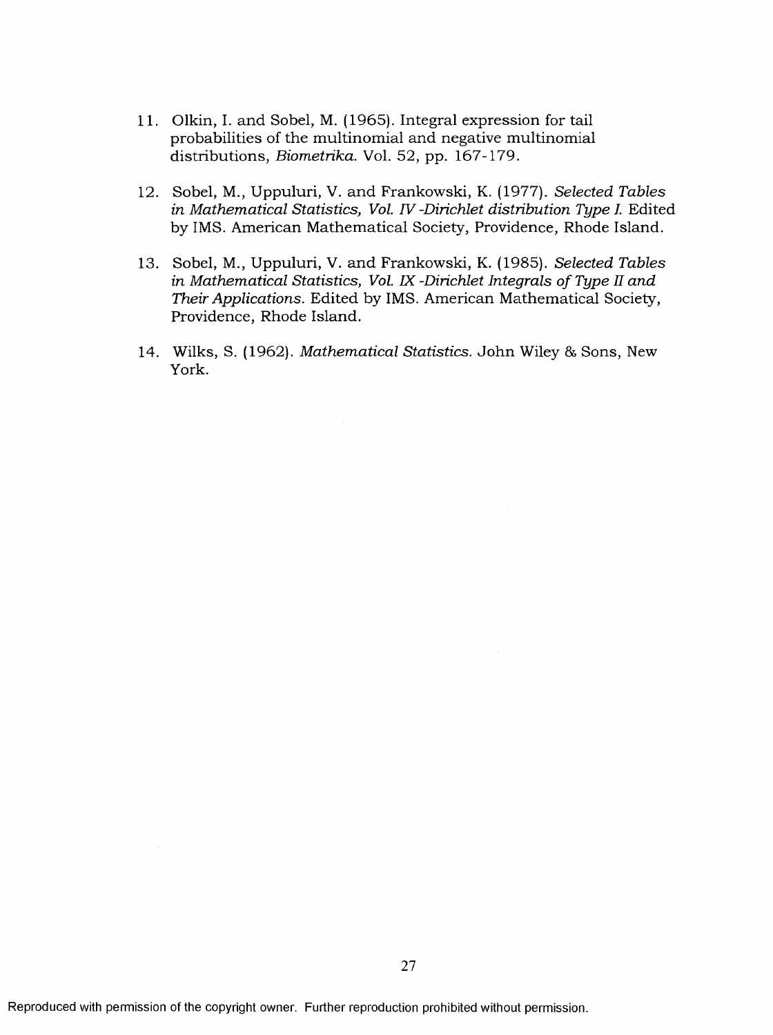11. Olkin, I. and Sobel, M. (1965). Integral expression for tail probabilities of the multinomial and negative multinomial distributions, *Biometrika*. Vol. 52, pp. 167-179.

12. Sobel, M., Uppuluri, V. and Frankowski, K. (1977). *Selected Tables in Mathematical Statistics, Vol. IV -Dirichlet distribution Type I.* Edited by IMS. American Mathematical Society, Providence, Rhode Island.

13. Sobel, M., Uppuluri, V. and Frankowski, K. (1985). *Selected Tables in Mathematical Statistics, Vol. IX -Dirichlet Integrals of Type II and Their Applications.* Edited by IMS. American Mathematical Society, Providence, Rhode Island.

14. Wilks, S. (1962). *Mathematical Statistics.* John Wiley & Sons, New York.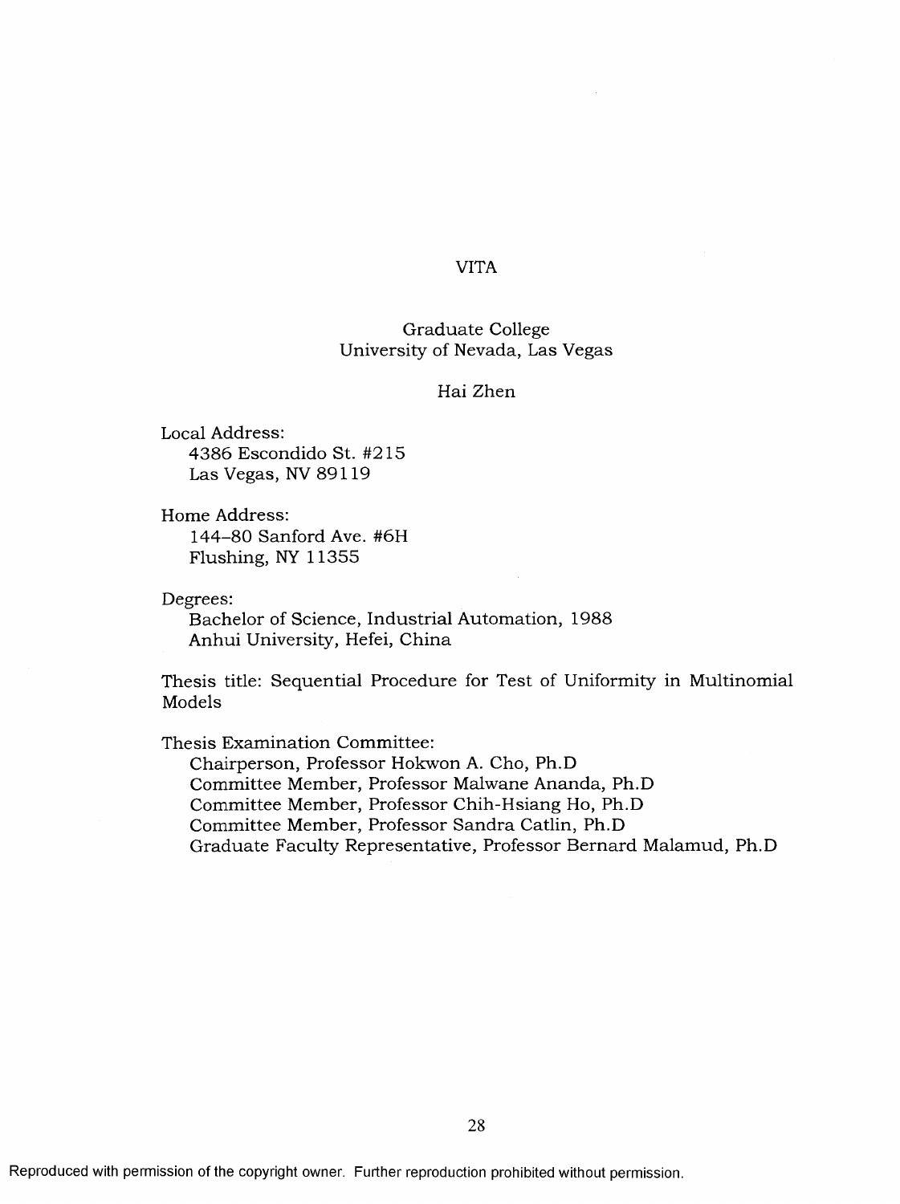# VITA

## Graduate College
## University of Nevada, Las Vegas

### Hai Zhen

Local Address:
 4386 Escondido St. #215
 Las Vegas, NV 89119

Home Address:
 144-80 Sanford Ave. #6H
 Flushing, NY 11355

Degrees:
 Bachelor of Science, Industrial Automation, 1988
 Anhui University, Hefei, China

Thesis title: Sequential Procedure for Test of Uniformity in Multinomial Models

Thesis Examination Committee:
 Chairperson, Professor Hokwon A. Cho, Ph.D
 Committee Member, Professor Malwane Ananda, Ph.D
 Committee Member, Professor Chih-Hsiang Ho, Ph.D
 Committee Member, Professor Sandra Catlin, Ph.D
 Graduate Faculty Representative, Professor Bernard Malamud, Ph.D

Reproduced with permission of the copyright owner. Further reproduction prohibited without permission.